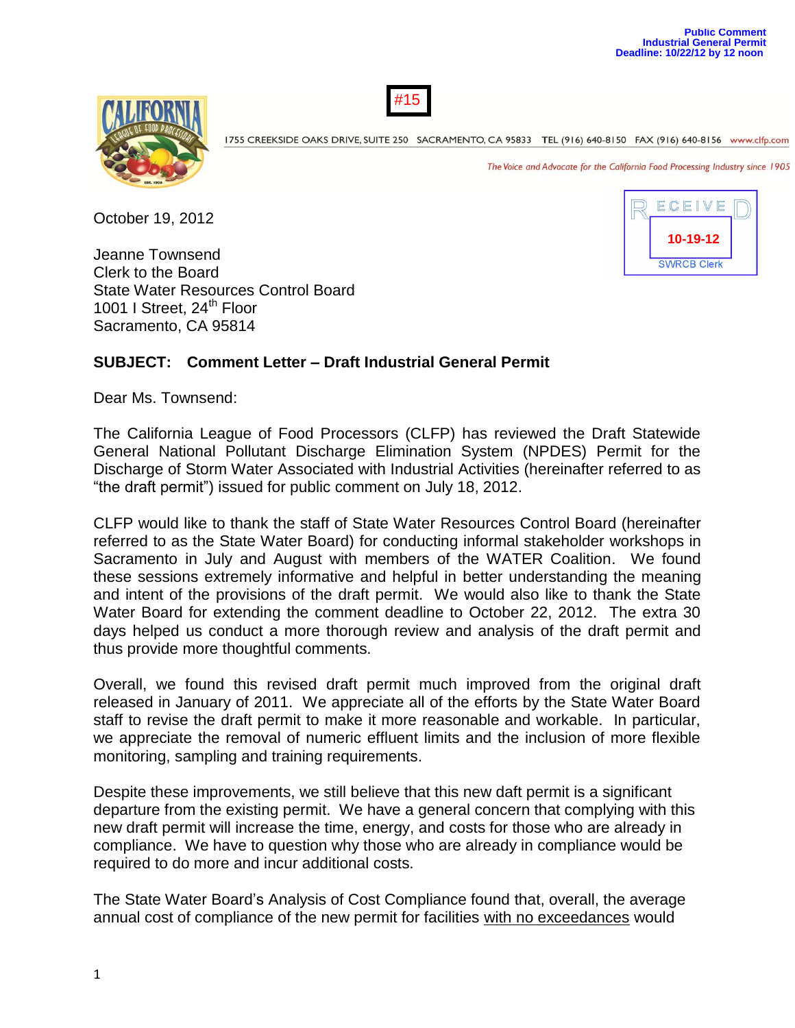Public Comment
Industrial General Permit
Deadline: 10/22/12 by 12 noon

#15

1755 CREEKSIDE OAKS DRIVE, SUITE 250 SACRAMENTO, CA 95833 TEL (916) 640-8150 FAX (916) 640-8156 www.clfp.com

*The Voice and Advocate for the California Food Processing Industry since 1905*

RECEIVED
10-19-12
SWRCB Clerk

October 19, 2012

Jeanne Townsend
Clerk to the Board
State Water Resources Control Board
1001 I Street, 24th Floor
Sacramento, CA 95814

**SUBJECT: Comment Letter – Draft Industrial General Permit**

Dear Ms. Townsend:

The California League of Food Processors (CLFP) has reviewed the Draft Statewide General National Pollutant Discharge Elimination System (NPDES) Permit for the Discharge of Storm Water Associated with Industrial Activities (hereinafter referred to as "the draft permit") issued for public comment on July 18, 2012.

CLFP would like to thank the staff of State Water Resources Control Board (hereinafter referred to as the State Water Board) for conducting informal stakeholder workshops in Sacramento in July and August with members of the WATER Coalition. We found these sessions extremely informative and helpful in better understanding the meaning and intent of the provisions of the draft permit. We would also like to thank the State Water Board for extending the comment deadline to October 22, 2012. The extra 30 days helped us conduct a more thorough review and analysis of the draft permit and thus provide more thoughtful comments.

Overall, we found this revised draft permit much improved from the original draft released in January of 2011. We appreciate all of the efforts by the State Water Board staff to revise the draft permit to make it more reasonable and workable. In particular, we appreciate the removal of numeric effluent limits and the inclusion of more flexible monitoring, sampling and training requirements.

Despite these improvements, we still believe that this new daft permit is a significant departure from the existing permit. We have a general concern that complying with this new draft permit will increase the time, energy, and costs for those who are already in compliance. We have to question why those who are already in compliance would be required to do more and incur additional costs.

The State Water Board's Analysis of Cost Compliance found that, overall, the average annual cost of compliance of the new permit for facilities <u>with no exceedances</u> would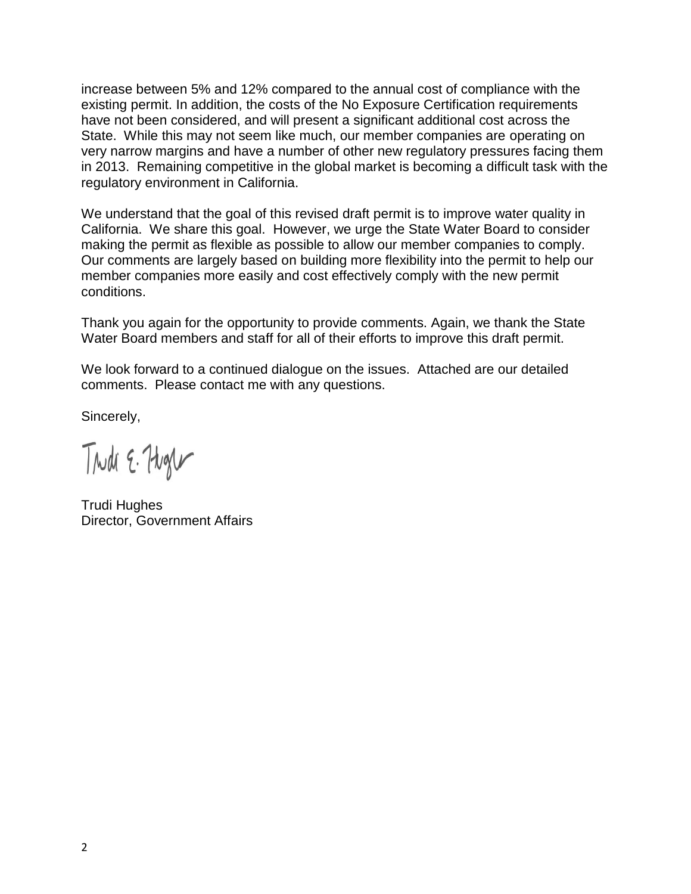increase between 5% and 12% compared to the annual cost of compliance with the existing permit. In addition, the costs of the No Exposure Certification requirements have not been considered, and will present a significant additional cost across the State. While this may not seem like much, our member companies are operating on very narrow margins and have a number of other new regulatory pressures facing them in 2013. Remaining competitive in the global market is becoming a difficult task with the regulatory environment in California.

We understand that the goal of this revised draft permit is to improve water quality in California. We share this goal. However, we urge the State Water Board to consider making the permit as flexible as possible to allow our member companies to comply. Our comments are largely based on building more flexibility into the permit to help our member companies more easily and cost effectively comply with the new permit conditions.

Thank you again for the opportunity to provide comments. Again, we thank the State Water Board members and staff for all of their efforts to improve this draft permit.

We look forward to a continued dialogue on the issues. Attached are our detailed comments. Please contact me with any questions.

Sincerely,

Trudi Hughes
Director, Government Affairs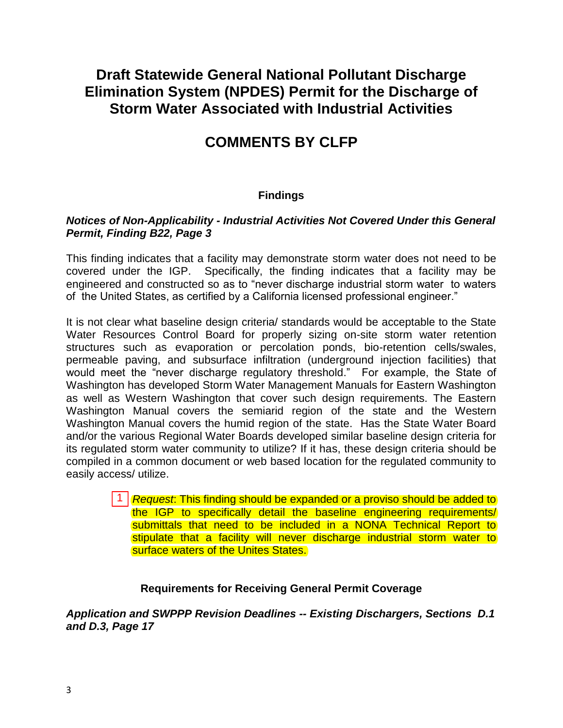# Draft Statewide General National Pollutant Discharge Elimination System (NPDES) Permit for the Discharge of Storm Water Associated with Industrial Activities

## COMMENTS BY CLFP

### Findings

***Notices of Non-Applicability - Industrial Activities Not Covered Under this General Permit, Finding B22, Page 3***

This finding indicates that a facility may demonstrate storm water does not need to be covered under the IGP. Specifically, the finding indicates that a facility may be engineered and constructed so as to "never discharge industrial storm water to waters of the United States, as certified by a California licensed professional engineer."

It is not clear what baseline design criteria/ standards would be acceptable to the State Water Resources Control Board for properly sizing on-site storm water retention structures such as evaporation or percolation ponds, bio-retention cells/swales, permeable paving, and subsurface infiltration (underground injection facilities) that would meet the "never discharge regulatory threshold." For example, the State of Washington has developed Storm Water Management Manuals for Eastern Washington as well as Western Washington that cover such design requirements. The Eastern Washington Manual covers the semiarid region of the state and the Western Washington Manual covers the humid region of the state. Has the State Water Board and/or the various Regional Water Boards developed similar baseline design criteria for its regulated storm water community to utilize? If it has, these design criteria should be compiled in a common document or web based location for the regulated community to easily access/ utilize.

> 1 *Request*: This finding should be expanded or a proviso should be added to the IGP to specifically detail the baseline engineering requirements/ submittals that need to be included in a NONA Technical Report to stipulate that a facility will never discharge industrial storm water to surface waters of the Unites States.

### Requirements for Receiving General Permit Coverage

***Application and SWPPP Revision Deadlines -- Existing Dischargers, Sections D.1 and D.3, Page 17***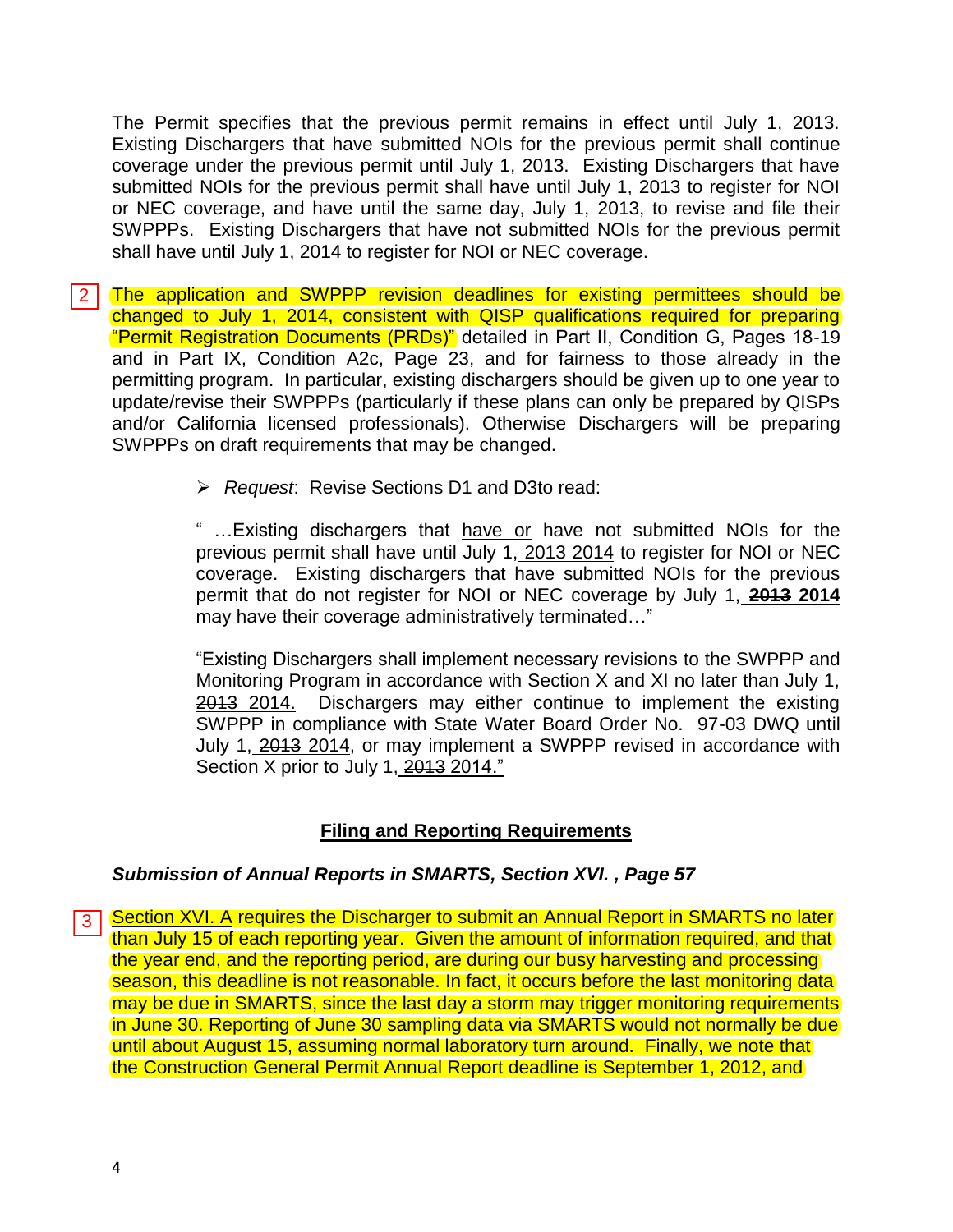The Permit specifies that the previous permit remains in effect until July 1, 2013. Existing Dischargers that have submitted NOIs for the previous permit shall continue coverage under the previous permit until July 1, 2013. Existing Dischargers that have submitted NOIs for the previous permit shall have until July 1, 2013 to register for NOI or NEC coverage, and have until the same day, July 1, 2013, to revise and file their SWPPPs. Existing Dischargers that have not submitted NOIs for the previous permit shall have until July 1, 2014 to register for NOI or NEC coverage.

2 The application and SWPPP revision deadlines for existing permittees should be changed to July 1, 2014, consistent with QISP qualifications required for preparing "Permit Registration Documents (PRDs)" detailed in Part II, Condition G, Pages 18-19 and in Part IX, Condition A2c, Page 23, and for fairness to those already in the permitting program. In particular, existing dischargers should be given up to one year to update/revise their SWPPPs (particularly if these plans can only be prepared by QISPs and/or California licensed professionals). Otherwise Dischargers will be preparing SWPPPs on draft requirements that may be changed.

- *Request*: Revise Sections D1 and D3to read:

  " …Existing dischargers that <u>have or</u> have not submitted NOIs for the previous permit shall have until July 1, ~~2013~~ <u>2014</u> to register for NOI or NEC coverage. Existing dischargers that have submitted NOIs for the previous permit that do not register for NOI or NEC coverage by July 1, **~~2013~~ <u>2014</u>** may have their coverage administratively terminated…"

  "Existing Dischargers shall implement necessary revisions to the SWPPP and Monitoring Program in accordance with Section X and XI no later than July 1, ~~2013~~ <u>2014.</u> Dischargers may either continue to implement the existing SWPPP in compliance with State Water Board Order No. 97-03 DWQ until July 1, ~~2013~~ <u>2014</u>, or may implement a SWPPP revised in accordance with Section X prior to July 1, ~~2013~~ <u>2014."</u>

## <u>Filing and Reporting Requirements</u>

***Submission of Annual Reports in SMARTS, Section XVI. , Page 57***

3 <u>Section XVI. A</u> requires the Discharger to submit an Annual Report in SMARTS no later than July 15 of each reporting year. Given the amount of information required, and that the year end, and the reporting period, are during our busy harvesting and processing season, this deadline is not reasonable. In fact, it occurs before the last monitoring data may be due in SMARTS, since the last day a storm may trigger monitoring requirements in June 30. Reporting of June 30 sampling data via SMARTS would not normally be due until about August 15, assuming normal laboratory turn around. Finally, we note that the Construction General Permit Annual Report deadline is September 1, 2012, and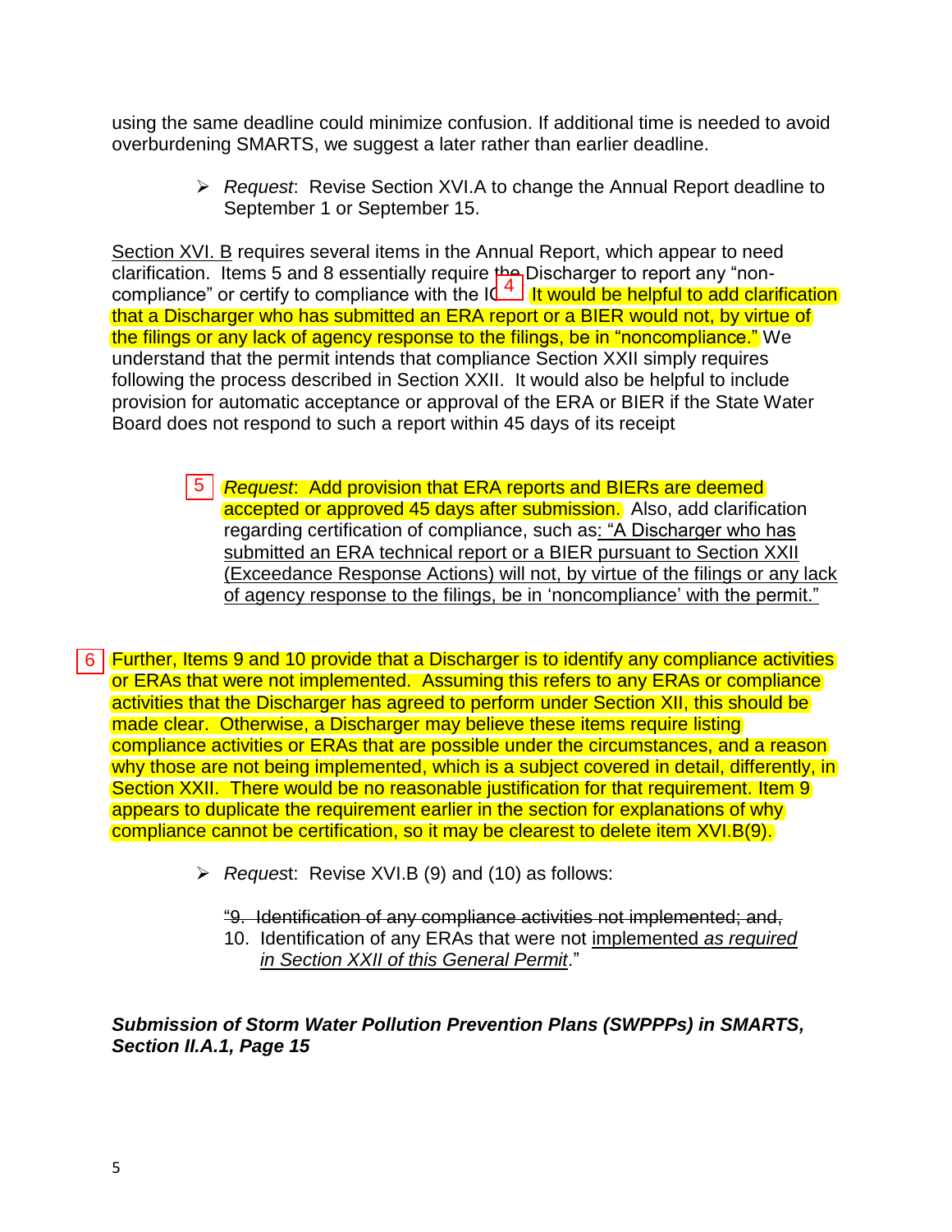using the same deadline could minimize confusion. If additional time is needed to avoid overburdening SMARTS, we suggest a later rather than earlier deadline.

- *Request*: Revise Section XVI.A to change the Annual Report deadline to September 1 or September 15.

Section XVI. B requires several items in the Annual Report, which appear to need clarification. Items 5 and 8 essentially require the Discharger to report any "non-compliance" or certify to compliance with the IGP. [4] It would be helpful to add clarification that a Discharger who has submitted an ERA report or a BIER would not, by virtue of the filings or any lack of agency response to the filings, be in "noncompliance." We understand that the permit intends that compliance Section XXII simply requires following the process described in Section XXII. It would also be helpful to include provision for automatic acceptance or approval of the ERA or BIER if the State Water Board does not respond to such a report within 45 days of its receipt

- [5] *Request*: Add provision that ERA reports and BIERs are deemed accepted or approved 45 days after submission. Also, add clarification regarding certification of compliance, such as: "A Discharger who has submitted an ERA technical report or a BIER pursuant to Section XXII (Exceedance Response Actions) will not, by virtue of the filings or any lack of agency response to the filings, be in 'noncompliance' with the permit."

[6] Further, Items 9 and 10 provide that a Discharger is to identify any compliance activities or ERAs that were not implemented. Assuming this refers to any ERAs or compliance activities that the Discharger has agreed to perform under Section XII, this should be made clear. Otherwise, a Discharger may believe these items require listing compliance activities or ERAs that are possible under the circumstances, and a reason why those are not being implemented, which is a subject covered in detail, differently, in Section XXII. There would be no reasonable justification for that requirement. Item 9 appears to duplicate the requirement earlier in the section for explanations of why compliance cannot be certification, so it may be clearest to delete item XVI.B(9).

- *Request*: Revise XVI.B (9) and (10) as follows:

  ~~"9. Identification of any compliance activities not implemented; and,~~
  10. Identification of any ERAs that were not implemented *as required in Section XXII of this General Permit*."

***Submission of Storm Water Pollution Prevention Plans (SWPPPs) in SMARTS, Section II.A.1, Page 15***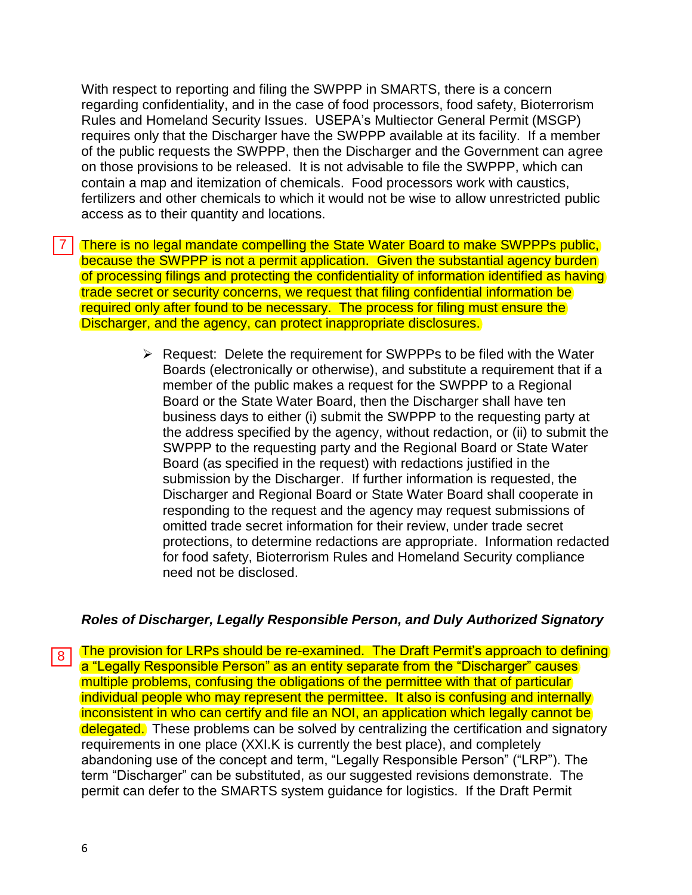With respect to reporting and filing the SWPPP in SMARTS, there is a concern regarding confidentiality, and in the case of food processors, food safety, Bioterrorism Rules and Homeland Security Issues. USEPA's Multiector General Permit (MSGP) requires only that the Discharger have the SWPPP available at its facility. If a member of the public requests the SWPPP, then the Discharger and the Government can agree on those provisions to be released. It is not advisable to file the SWPPP, which can contain a map and itemization of chemicals. Food processors work with caustics, fertilizers and other chemicals to which it would not be wise to allow unrestricted public access as to their quantity and locations.

7 There is no legal mandate compelling the State Water Board to make SWPPPs public, because the SWPPP is not a permit application. Given the substantial agency burden of processing filings and protecting the confidentiality of information identified as having trade secret or security concerns, we request that filing confidential information be required only after found to be necessary. The process for filing must ensure the Discharger, and the agency, can protect inappropriate disclosures.

> - Request: Delete the requirement for SWPPPs to be filed with the Water Boards (electronically or otherwise), and substitute a requirement that if a member of the public makes a request for the SWPPP to a Regional Board or the State Water Board, then the Discharger shall have ten business days to either (i) submit the SWPPP to the requesting party at the address specified by the agency, without redaction, or (ii) to submit the SWPPP to the requesting party and the Regional Board or State Water Board (as specified in the request) with redactions justified in the submission by the Discharger. If further information is requested, the Discharger and Regional Board or State Water Board shall cooperate in responding to the request and the agency may request submissions of omitted trade secret information for their review, under trade secret protections, to determine redactions are appropriate. Information redacted for food safety, Bioterrorism Rules and Homeland Security compliance need not be disclosed.

***Roles of Discharger, Legally Responsible Person, and Duly Authorized Signatory***

8 The provision for LRPs should be re-examined. The Draft Permit's approach to defining a "Legally Responsible Person" as an entity separate from the "Discharger" causes multiple problems, confusing the obligations of the permittee with that of particular individual people who may represent the permittee. It also is confusing and internally inconsistent in who can certify and file an NOI, an application which legally cannot be delegated. These problems can be solved by centralizing the certification and signatory requirements in one place (XXI.K is currently the best place), and completely abandoning use of the concept and term, "Legally Responsible Person" ("LRP"). The term "Discharger" can be substituted, as our suggested revisions demonstrate. The permit can defer to the SMARTS system guidance for logistics. If the Draft Permit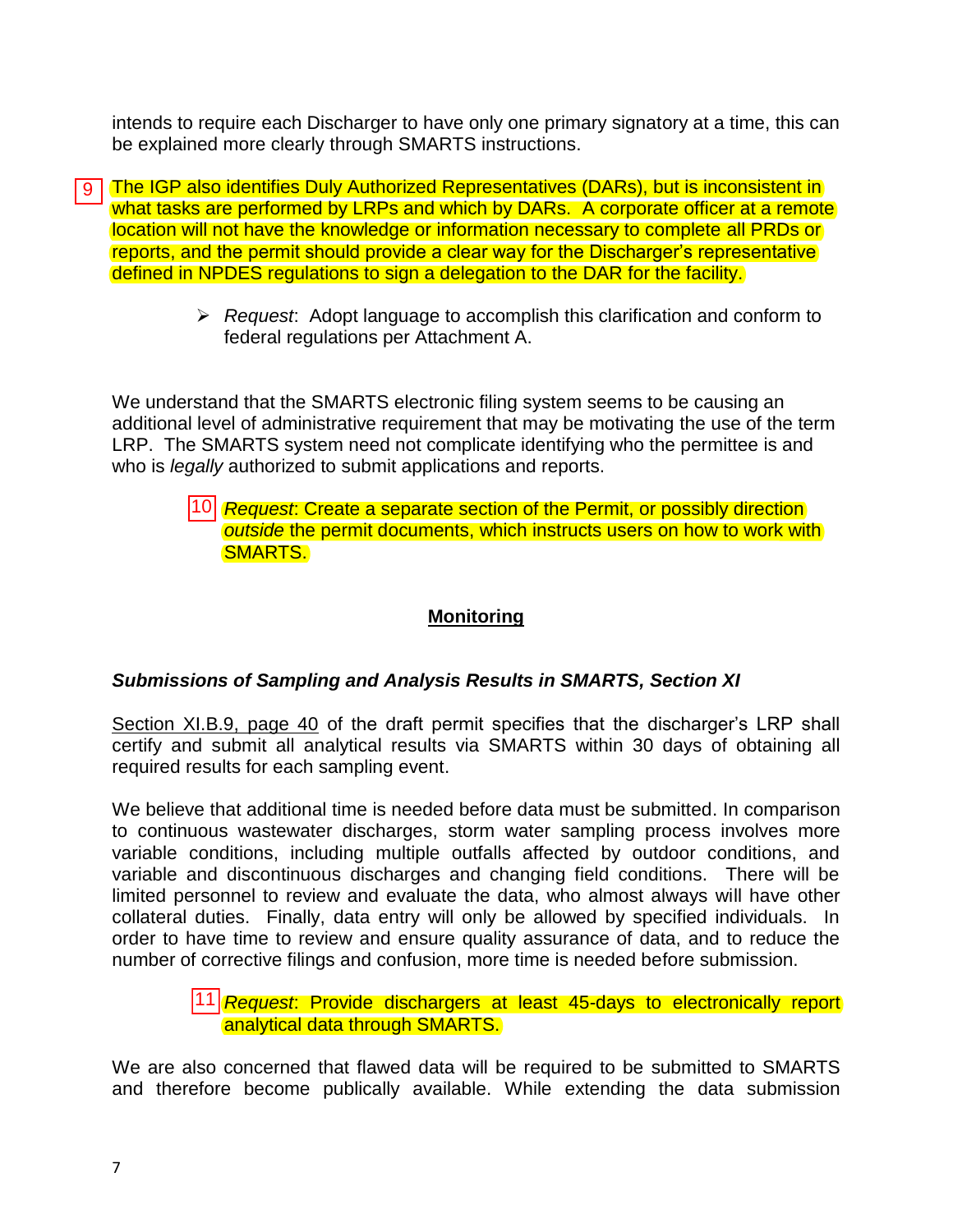intends to require each Discharger to have only one primary signatory at a time, this can be explained more clearly through SMARTS instructions.

9 The IGP also identifies Duly Authorized Representatives (DARs), but is inconsistent in what tasks are performed by LRPs and which by DARs. A corporate officer at a remote location will not have the knowledge or information necessary to complete all PRDs or reports, and the permit should provide a clear way for the Discharger's representative defined in NPDES regulations to sign a delegation to the DAR for the facility.

- *Request*: Adopt language to accomplish this clarification and conform to federal regulations per Attachment A.

We understand that the SMARTS electronic filing system seems to be causing an additional level of administrative requirement that may be motivating the use of the term LRP. The SMARTS system need not complicate identifying who the permittee is and who is *legally* authorized to submit applications and reports.

10 *Request*: Create a separate section of the Permit, or possibly direction *outside* the permit documents, which instructs users on how to work with SMARTS.

## Monitoring

### *Submissions of Sampling and Analysis Results in SMARTS, Section XI*

Section XI.B.9, page 40 of the draft permit specifies that the discharger's LRP shall certify and submit all analytical results via SMARTS within 30 days of obtaining all required results for each sampling event.

We believe that additional time is needed before data must be submitted. In comparison to continuous wastewater discharges, storm water sampling process involves more variable conditions, including multiple outfalls affected by outdoor conditions, and variable and discontinuous discharges and changing field conditions. There will be limited personnel to review and evaluate the data, who almost always will have other collateral duties. Finally, data entry will only be allowed by specified individuals. In order to have time to review and ensure quality assurance of data, and to reduce the number of corrective filings and confusion, more time is needed before submission.

11 *Request*: Provide dischargers at least 45-days to electronically report analytical data through SMARTS.

We are also concerned that flawed data will be required to be submitted to SMARTS and therefore become publically available. While extending the data submission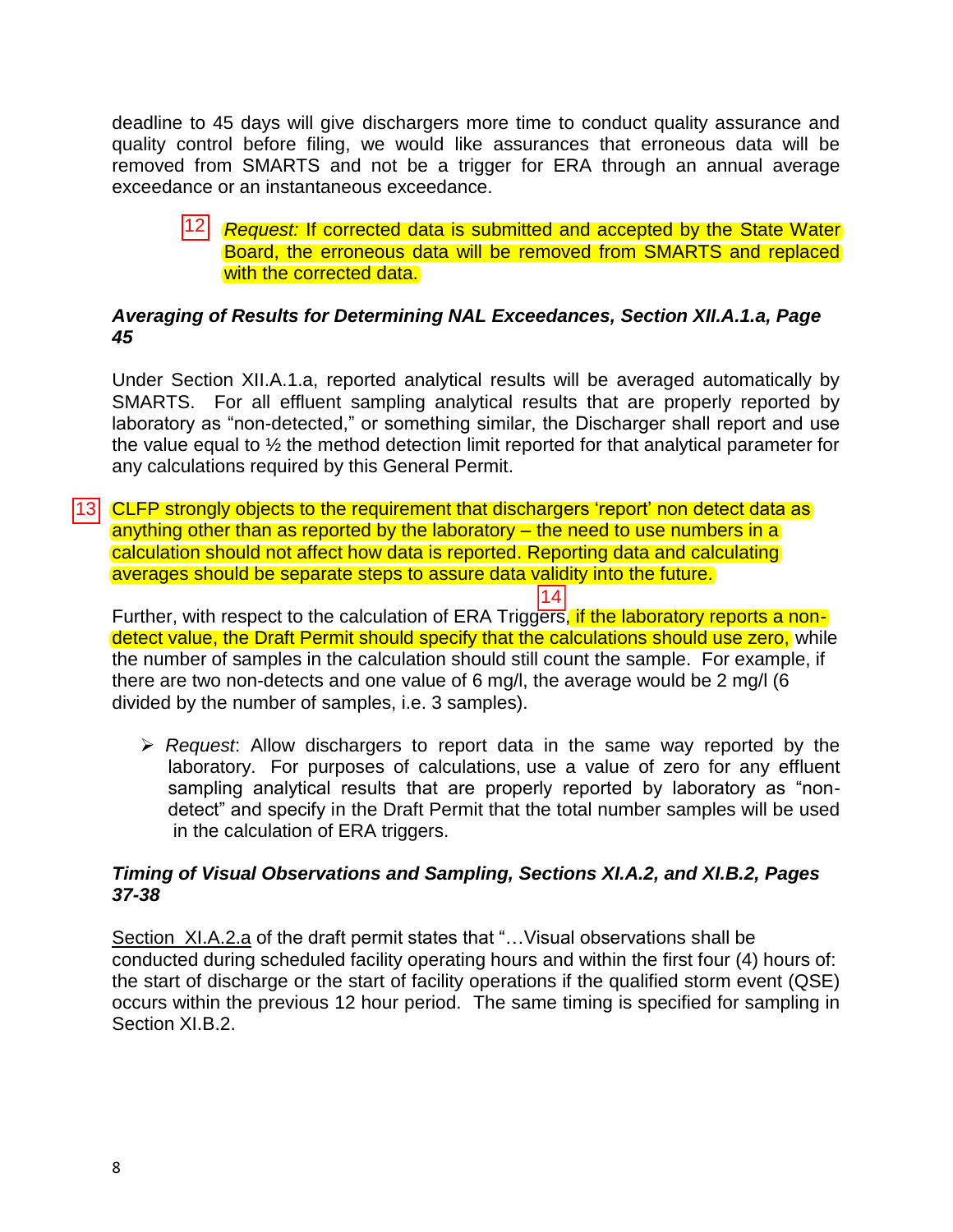deadline to 45 days will give dischargers more time to conduct quality assurance and quality control before filing, we would like assurances that erroneous data will be removed from SMARTS and not be a trigger for ERA through an annual average exceedance or an instantaneous exceedance.

> 12 *Request:* If corrected data is submitted and accepted by the State Water Board, the erroneous data will be removed from SMARTS and replaced with the corrected data.

***Averaging of Results for Determining NAL Exceedances, Section XII.A.1.a, Page 45***

Under Section XII.A.1.a, reported analytical results will be averaged automatically by SMARTS. For all effluent sampling analytical results that are properly reported by laboratory as "non-detected," or something similar, the Discharger shall report and use the value equal to ½ the method detection limit reported for that analytical parameter for any calculations required by this General Permit.

13 CLFP strongly objects to the requirement that dischargers 'report' non detect data as anything other than as reported by the laboratory – the need to use numbers in a calculation should not affect how data is reported. Reporting data and calculating averages should be separate steps to assure data validity into the future.

Further, with respect to the calculation of ERA Triggers, 14 if the laboratory reports a non-detect value, the Draft Permit should specify that the calculations should use zero, while the number of samples in the calculation should still count the sample. For example, if there are two non-detects and one value of 6 mg/l, the average would be 2 mg/l (6 divided by the number of samples, i.e. 3 samples).

- *Request*: Allow dischargers to report data in the same way reported by the laboratory. For purposes of calculations, use a value of zero for any effluent sampling analytical results that are properly reported by laboratory as "non-detect" and specify in the Draft Permit that the total number samples will be used in the calculation of ERA triggers.

***Timing of Visual Observations and Sampling, Sections XI.A.2, and XI.B.2, Pages 37-38***

<u>Section XI.A.2.a</u> of the draft permit states that "…Visual observations shall be conducted during scheduled facility operating hours and within the first four (4) hours of: the start of discharge or the start of facility operations if the qualified storm event (QSE) occurs within the previous 12 hour period. The same timing is specified for sampling in Section XI.B.2.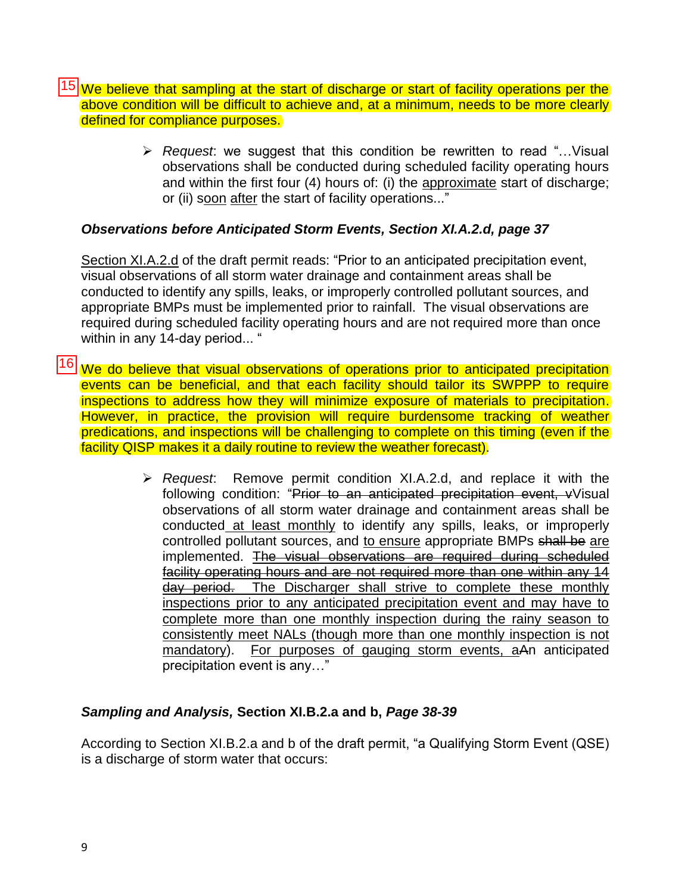15 We believe that sampling at the start of discharge or start of facility operations per the above condition will be difficult to achieve and, at a minimum, needs to be more clearly defined for compliance purposes.

> - *Request*: we suggest that this condition be rewritten to read "…Visual observations shall be conducted during scheduled facility operating hours and within the first four (4) hours of: (i) the <u>approximate</u> start of discharge; or (ii) s<u>oon</u> <u>after</u> the start of facility operations..."

### *Observations before Anticipated Storm Events, Section XI.A.2.d, page 37*

<u>Section XI.A.2.d</u> of the draft permit reads: "Prior to an anticipated precipitation event, visual observations of all storm water drainage and containment areas shall be conducted to identify any spills, leaks, or improperly controlled pollutant sources, and appropriate BMPs must be implemented prior to rainfall. The visual observations are required during scheduled facility operating hours and are not required more than once within in any 14-day period... "

16 We do believe that visual observations of operations prior to anticipated precipitation events can be beneficial, and that each facility should tailor its SWPPP to require inspections to address how they will minimize exposure of materials to precipitation. However, in practice, the provision will require burdensome tracking of weather predications, and inspections will be challenging to complete on this timing (even if the facility QISP makes it a daily routine to review the weather forecast).

> - *Request*: Remove permit condition XI.A.2.d, and replace it with the following condition: "~~Prior to an anticipated precipitation event, v~~Visual observations of all storm water drainage and containment areas shall be conducted<u> at least monthly</u> to identify any spills, leaks, or improperly controlled pollutant sources, and <u>to ensure</u> appropriate BMPs ~~shall be~~ <u>are</u> implemented. ~~The visual observations are required during scheduled facility operating hours and are not required more than one within any 14 day period.~~ <u>The Discharger shall strive to complete these monthly inspections prior to any anticipated precipitation event and may have to complete more than one monthly inspection during the rainy season to consistently meet NALs (though more than one monthly inspection is not mandatory)</u>. <u>For purposes of gauging storm events, a</u>~~A~~n anticipated precipitation event is any…"

### *Sampling and Analysis,* **Section XI.B.2.a and b,** *Page 38-39*

According to Section XI.B.2.a and b of the draft permit, "a Qualifying Storm Event (QSE) is a discharge of storm water that occurs: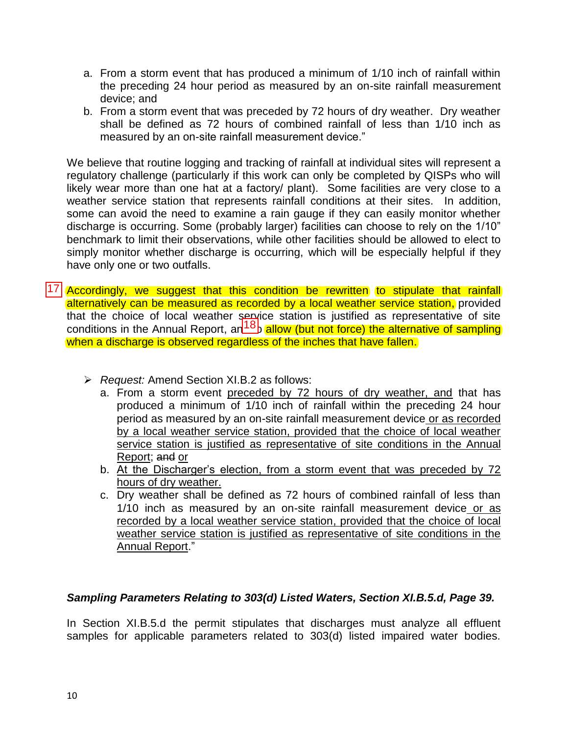a. From a storm event that has produced a minimum of 1/10 inch of rainfall within the preceding 24 hour period as measured by an on-site rainfall measurement device; and
b. From a storm event that was preceded by 72 hours of dry weather. Dry weather shall be defined as 72 hours of combined rainfall of less than 1/10 inch as measured by an on-site rainfall measurement device."

We believe that routine logging and tracking of rainfall at individual sites will represent a regulatory challenge (particularly if this work can only be completed by QISPs who will likely wear more than one hat at a factory/ plant). Some facilities are very close to a weather service station that represents rainfall conditions at their sites. In addition, some can avoid the need to examine a rain gauge if they can easily monitor whether discharge is occurring. Some (probably larger) facilities can choose to rely on the 1/10" benchmark to limit their observations, while other facilities should be allowed to elect to simply monitor whether discharge is occurring, which will be especially helpful if they have only one or two outfalls.

[17] Accordingly, we suggest that this condition be rewritten to stipulate that rainfall alternatively can be measured as recorded by a local weather service station, provided that the choice of local weather service station is justified as representative of site conditions in the Annual Report, an[18]o allow (but not force) the alternative of sampling when a discharge is observed regardless of the inches that have fallen.

- *Request:* Amend Section XI.B.2 as follows:
  a. From a storm event preceded by 72 hours of dry weather, and that has produced a minimum of 1/10 inch of rainfall within the preceding 24 hour period as measured by an on-site rainfall measurement device or as recorded by a local weather service station, provided that the choice of local weather service station is justified as representative of site conditions in the Annual Report; ~~and~~ or
  b. At the Discharger's election, from a storm event that was preceded by 72 hours of dry weather.
  c. Dry weather shall be defined as 72 hours of combined rainfall of less than 1/10 inch as measured by an on-site rainfall measurement device or as recorded by a local weather service station, provided that the choice of local weather service station is justified as representative of site conditions in the Annual Report."

***Sampling Parameters Relating to 303(d) Listed Waters, Section XI.B.5.d, Page 39.***

In Section XI.B.5.d the permit stipulates that discharges must analyze all effluent samples for applicable parameters related to 303(d) listed impaired water bodies.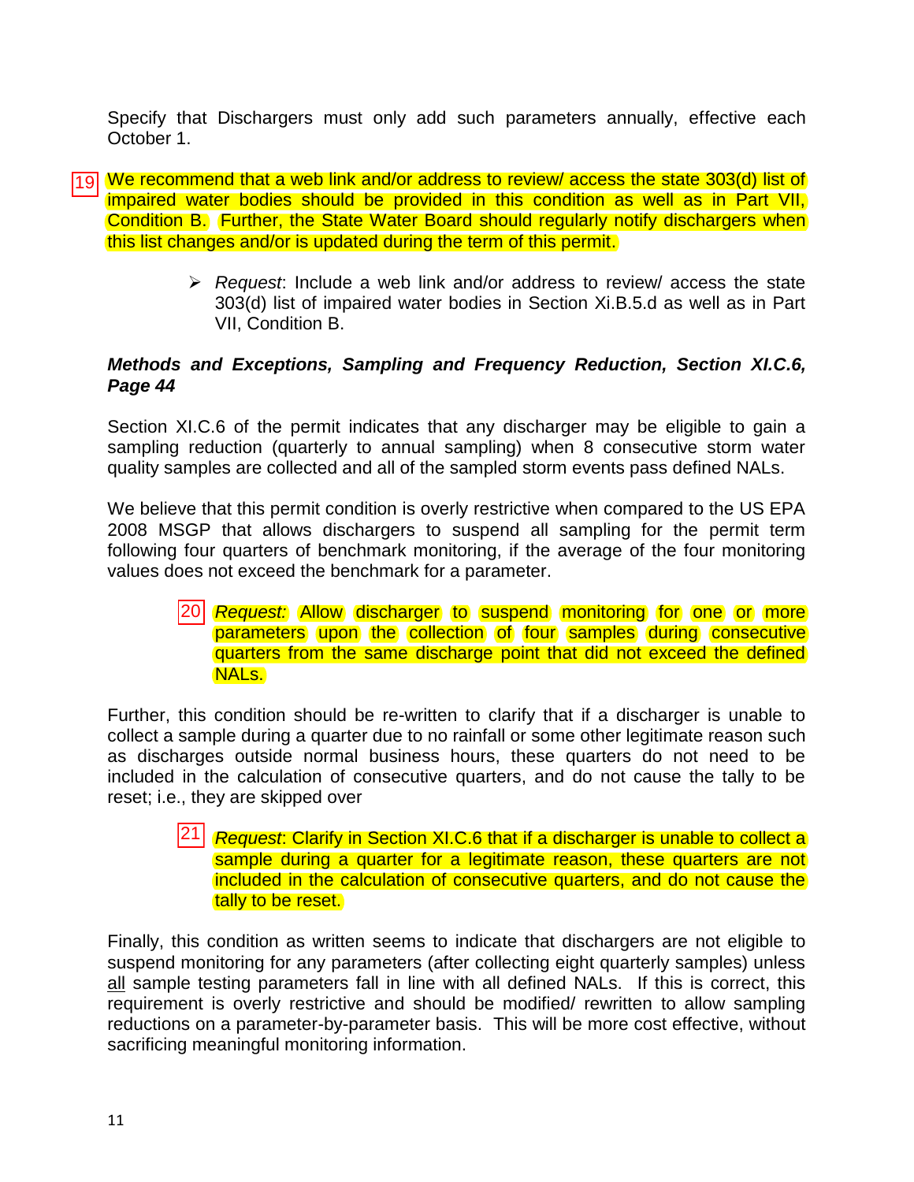Specify that Dischargers must only add such parameters annually, effective each October 1.

19 We recommend that a web link and/or address to review/ access the state 303(d) list of impaired water bodies should be provided in this condition as well as in Part VII, Condition B. Further, the State Water Board should regularly notify dischargers when this list changes and/or is updated during the term of this permit.

> *Request*: Include a web link and/or address to review/ access the state 303(d) list of impaired water bodies in Section Xi.B.5.d as well as in Part VII, Condition B.

***Methods and Exceptions, Sampling and Frequency Reduction, Section XI.C.6, Page 44***

Section XI.C.6 of the permit indicates that any discharger may be eligible to gain a sampling reduction (quarterly to annual sampling) when 8 consecutive storm water quality samples are collected and all of the sampled storm events pass defined NALs.

We believe that this permit condition is overly restrictive when compared to the US EPA 2008 MSGP that allows dischargers to suspend all sampling for the permit term following four quarters of benchmark monitoring, if the average of the four monitoring values does not exceed the benchmark for a parameter.

> 20 *Request:* Allow discharger to suspend monitoring for one or more parameters upon the collection of four samples during consecutive quarters from the same discharge point that did not exceed the defined NALs.

Further, this condition should be re-written to clarify that if a discharger is unable to collect a sample during a quarter due to no rainfall or some other legitimate reason such as discharges outside normal business hours, these quarters do not need to be included in the calculation of consecutive quarters, and do not cause the tally to be reset; i.e., they are skipped over

> 21 *Request*: Clarify in Section XI.C.6 that if a discharger is unable to collect a sample during a quarter for a legitimate reason, these quarters are not included in the calculation of consecutive quarters, and do not cause the tally to be reset.

Finally, this condition as written seems to indicate that dischargers are not eligible to suspend monitoring for any parameters (after collecting eight quarterly samples) unless <u>all</u> sample testing parameters fall in line with all defined NALs. If this is correct, this requirement is overly restrictive and should be modified/ rewritten to allow sampling reductions on a parameter-by-parameter basis. This will be more cost effective, without sacrificing meaningful monitoring information.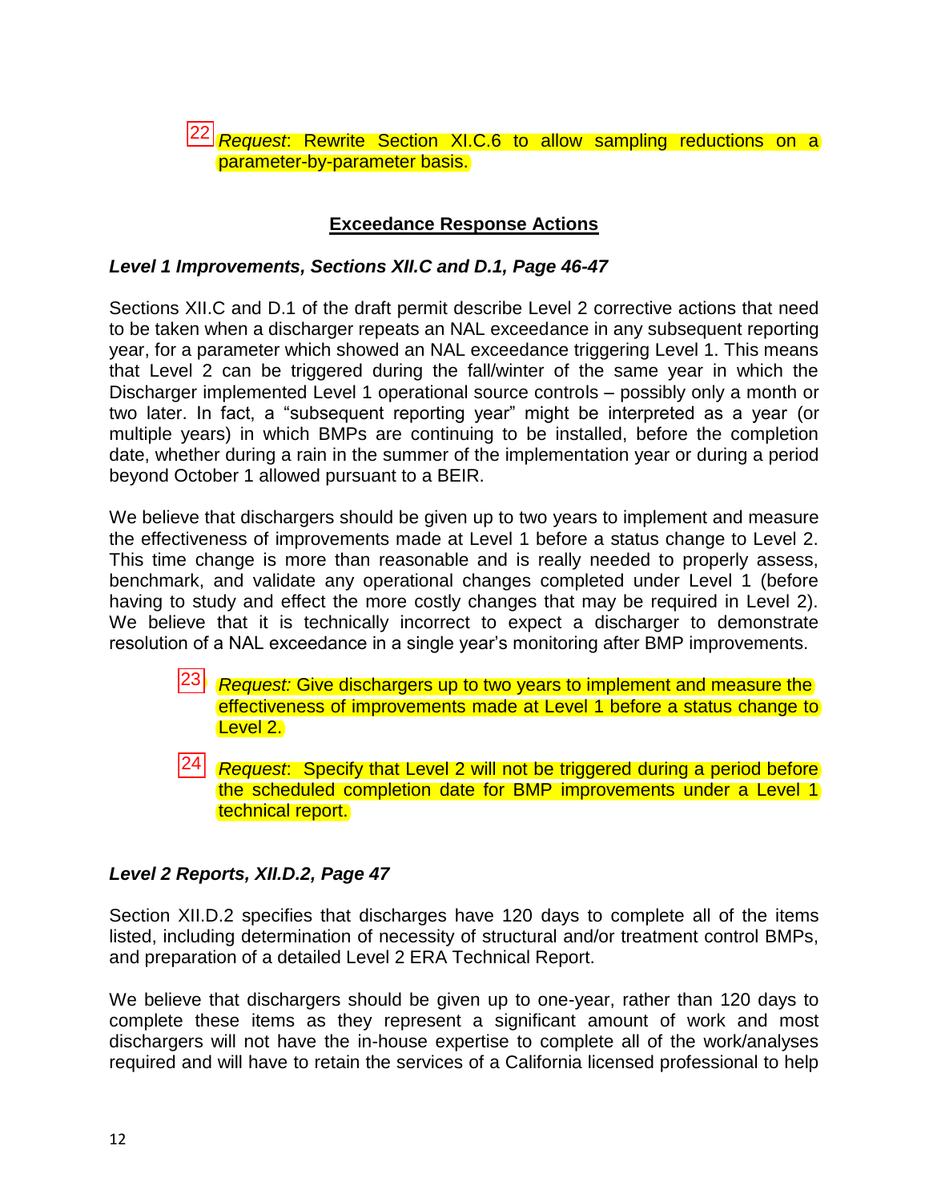22 *Request*: Rewrite Section XI.C.6 to allow sampling reductions on a parameter-by-parameter basis.

## Exceedance Response Actions

### *Level 1 Improvements, Sections XII.C and D.1, Page 46-47*

Sections XII.C and D.1 of the draft permit describe Level 2 corrective actions that need to be taken when a discharger repeats an NAL exceedance in any subsequent reporting year, for a parameter which showed an NAL exceedance triggering Level 1. This means that Level 2 can be triggered during the fall/winter of the same year in which the Discharger implemented Level 1 operational source controls – possibly only a month or two later. In fact, a "subsequent reporting year" might be interpreted as a year (or multiple years) in which BMPs are continuing to be installed, before the completion date, whether during a rain in the summer of the implementation year or during a period beyond October 1 allowed pursuant to a BEIR.

We believe that dischargers should be given up to two years to implement and measure the effectiveness of improvements made at Level 1 before a status change to Level 2. This time change is more than reasonable and is really needed to properly assess, benchmark, and validate any operational changes completed under Level 1 (before having to study and effect the more costly changes that may be required in Level 2). We believe that it is technically incorrect to expect a discharger to demonstrate resolution of a NAL exceedance in a single year's monitoring after BMP improvements.

23 *Request:* Give dischargers up to two years to implement and measure the effectiveness of improvements made at Level 1 before a status change to Level 2.

24 *Request*: Specify that Level 2 will not be triggered during a period before the scheduled completion date for BMP improvements under a Level 1 technical report.

### *Level 2 Reports, XII.D.2, Page 47*

Section XII.D.2 specifies that discharges have 120 days to complete all of the items listed, including determination of necessity of structural and/or treatment control BMPs, and preparation of a detailed Level 2 ERA Technical Report.

We believe that dischargers should be given up to one-year, rather than 120 days to complete these items as they represent a significant amount of work and most dischargers will not have the in-house expertise to complete all of the work/analyses required and will have to retain the services of a California licensed professional to help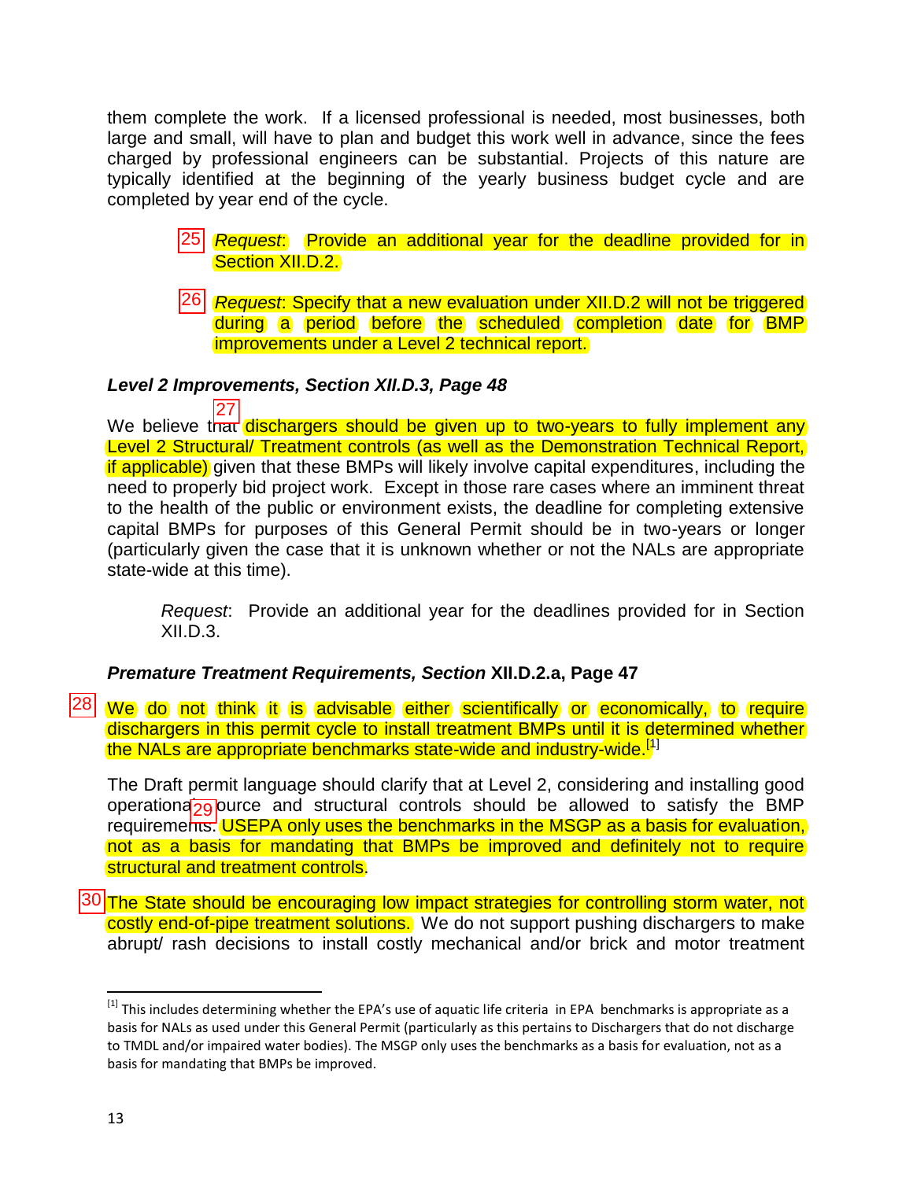them complete the work. If a licensed professional is needed, most businesses, both large and small, will have to plan and budget this work well in advance, since the fees charged by professional engineers can be substantial. Projects of this nature are typically identified at the beginning of the yearly business budget cycle and are completed by year end of the cycle.

> 25 *Request*: Provide an additional year for the deadline provided for in Section XII.D.2.

> 26 *Request*: Specify that a new evaluation under XII.D.2 will not be triggered during a period before the scheduled completion date for BMP improvements under a Level 2 technical report.

***Level 2 Improvements, Section XII.D.3, Page 48***

27 We believe that dischargers should be given up to two-years to fully implement any Level 2 Structural/ Treatment controls (as well as the Demonstration Technical Report, if applicable) given that these BMPs will likely involve capital expenditures, including the need to properly bid project work. Except in those rare cases where an imminent threat to the health of the public or environment exists, the deadline for completing extensive capital BMPs for purposes of this General Permit should be in two-years or longer (particularly given the case that it is unknown whether or not the NALs are appropriate state-wide at this time).

> *Request*: Provide an additional year for the deadlines provided for in Section XII.D.3.

***Premature Treatment Requirements, Section* XII.D.2.a, Page 47**

28 We do not think it is advisable either scientifically or economically, to require dischargers in this permit cycle to install treatment BMPs until it is determined whether the NALs are appropriate benchmarks state-wide and industry-wide.[1]

The Draft permit language should clarify that at Level 2, considering and installing good operational 29 source and structural controls should be allowed to satisfy the BMP requirements. USEPA only uses the benchmarks in the MSGP as a basis for evaluation, not as a basis for mandating that BMPs be improved and definitely not to require structural and treatment controls.

30 The State should be encouraging low impact strategies for controlling storm water, not costly end-of-pipe treatment solutions. We do not support pushing dischargers to make abrupt/ rash decisions to install costly mechanical and/or brick and motor treatment

---

[1] This includes determining whether the EPA's use of aquatic life criteria in EPA benchmarks is appropriate as a basis for NALs as used under this General Permit (particularly as this pertains to Dischargers that do not discharge to TMDL and/or impaired water bodies). The MSGP only uses the benchmarks as a basis for evaluation, not as a basis for mandating that BMPs be improved.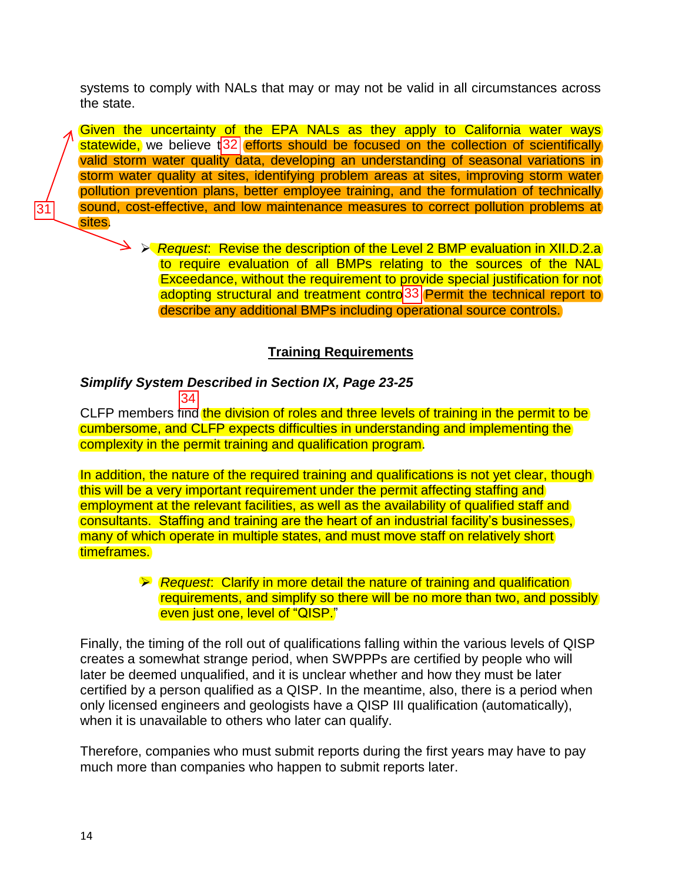systems to comply with NALs that may or may not be valid in all circumstances across the state.

Given the uncertainty of the EPA NALs as they apply to California water ways statewide, we believe that efforts should be focused on the collection of scientifically valid storm water quality data, developing an understanding of seasonal variations in storm water quality at sites, identifying problem areas at sites, improving storm water pollution prevention plans, better employee training, and the formulation of technically sound, cost-effective, and low maintenance measures to correct pollution problems at sites.

- *Request*: Revise the description of the Level 2 BMP evaluation in XII.D.2.a to require evaluation of all BMPs relating to the sources of the NAL Exceedance, without the requirement to provide special justification for not adopting structural and treatment controls. Permit the technical report to describe any additional BMPs including operational source controls.

## Training Requirements

***Simplify System Described in Section IX, Page 23-25***

CLFP members find the division of roles and three levels of training in the permit to be cumbersome, and CLFP expects difficulties in understanding and implementing the complexity in the permit training and qualification program.

In addition, the nature of the required training and qualifications is not yet clear, though this will be a very important requirement under the permit affecting staffing and employment at the relevant facilities, as well as the availability of qualified staff and consultants. Staffing and training are the heart of an industrial facility's businesses, many of which operate in multiple states, and must move staff on relatively short timeframes.

- *Request*: Clarify in more detail the nature of training and qualification requirements, and simplify so there will be no more than two, and possibly even just one, level of "QISP."

Finally, the timing of the roll out of qualifications falling within the various levels of QISP creates a somewhat strange period, when SWPPPs are certified by people who will later be deemed unqualified, and it is unclear whether and how they must be later certified by a person qualified as a QISP. In the meantime, also, there is a period when only licensed engineers and geologists have a QISP III qualification (automatically), when it is unavailable to others who later can qualify.

Therefore, companies who must submit reports during the first years may have to pay much more than companies who happen to submit reports later.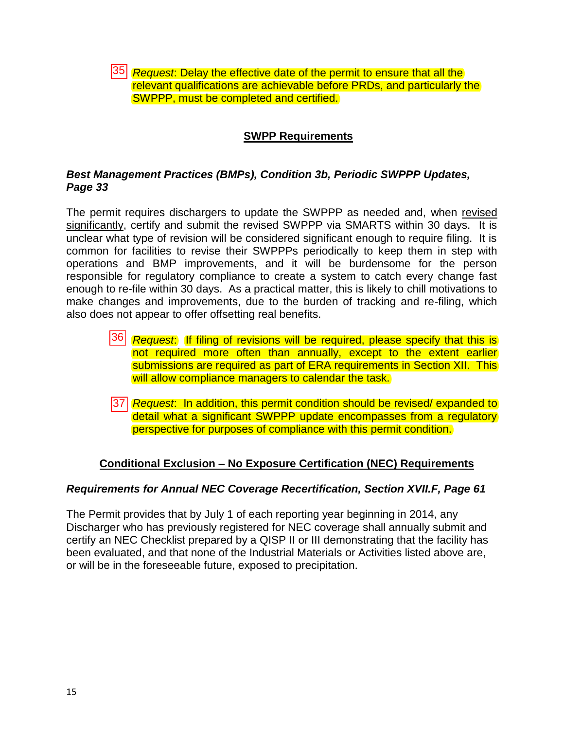35 *Request*: Delay the effective date of the permit to ensure that all the relevant qualifications are achievable before PRDs, and particularly the SWPPP, must be completed and certified.

## SWPP Requirements

### *Best Management Practices (BMPs), Condition 3b, Periodic SWPPP Updates, Page 33*

The permit requires dischargers to update the SWPPP as needed and, when revised significantly, certify and submit the revised SWPPP via SMARTS within 30 days. It is unclear what type of revision will be considered significant enough to require filing. It is common for facilities to revise their SWPPPs periodically to keep them in step with operations and BMP improvements, and it will be burdensome for the person responsible for regulatory compliance to create a system to catch every change fast enough to re-file within 30 days. As a practical matter, this is likely to chill motivations to make changes and improvements, due to the burden of tracking and re-filing, which also does not appear to offer offsetting real benefits.

36 *Request*: If filing of revisions will be required, please specify that this is not required more often than annually, except to the extent earlier submissions are required as part of ERA requirements in Section XII. This will allow compliance managers to calendar the task.

37 *Request*: In addition, this permit condition should be revised/ expanded to detail what a significant SWPPP update encompasses from a regulatory perspective for purposes of compliance with this permit condition.

## Conditional Exclusion – No Exposure Certification (NEC) Requirements

### *Requirements for Annual NEC Coverage Recertification, Section XVII.F, Page 61*

The Permit provides that by July 1 of each reporting year beginning in 2014, any Discharger who has previously registered for NEC coverage shall annually submit and certify an NEC Checklist prepared by a QISP II or III demonstrating that the facility has been evaluated, and that none of the Industrial Materials or Activities listed above are, or will be in the foreseeable future, exposed to precipitation.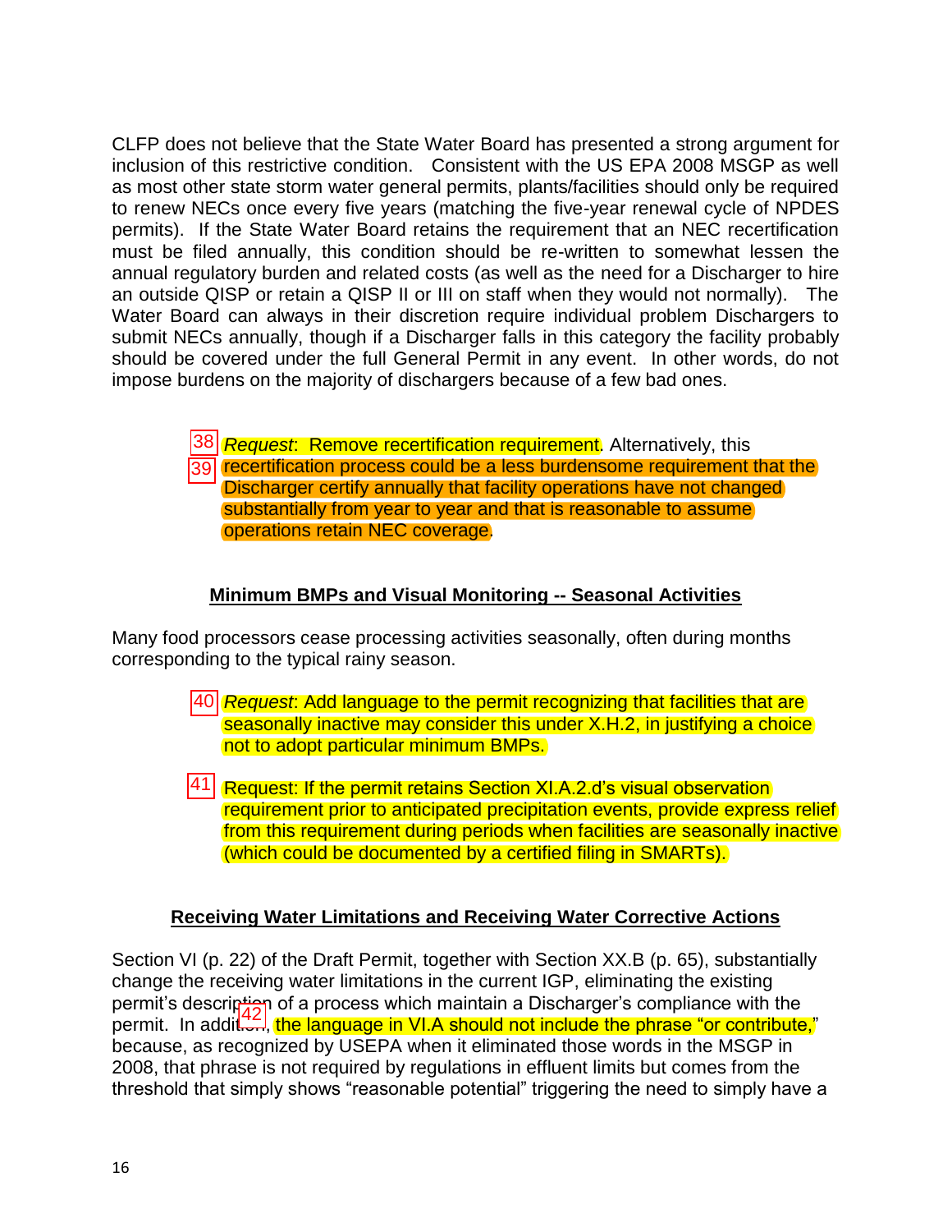CLFP does not believe that the State Water Board has presented a strong argument for inclusion of this restrictive condition. Consistent with the US EPA 2008 MSGP as well as most other state storm water general permits, plants/facilities should only be required to renew NECs once every five years (matching the five-year renewal cycle of NPDES permits). If the State Water Board retains the requirement that an NEC recertification must be filed annually, this condition should be re-written to somewhat lessen the annual regulatory burden and related costs (as well as the need for a Discharger to hire an outside QISP or retain a QISP II or III on staff when they would not normally). The Water Board can always in their discretion require individual problem Dischargers to submit NECs annually, though if a Discharger falls in this category the facility probably should be covered under the full General Permit in any event. In other words, do not impose burdens on the majority of dischargers because of a few bad ones.

> 38 *Request*: Remove recertification requirement. Alternatively, this 39 recertification process could be a less burdensome requirement that the Discharger certify annually that facility operations have not changed substantially from year to year and that is reasonable to assume operations retain NEC coverage.

## Minimum BMPs and Visual Monitoring -- Seasonal Activities

Many food processors cease processing activities seasonally, often during months corresponding to the typical rainy season.

> 40 *Request*: Add language to the permit recognizing that facilities that are seasonally inactive may consider this under X.H.2, in justifying a choice not to adopt particular minimum BMPs.

> 41 Request: If the permit retains Section XI.A.2.d's visual observation requirement prior to anticipated precipitation events, provide express relief from this requirement during periods when facilities are seasonally inactive (which could be documented by a certified filing in SMARTs).

## Receiving Water Limitations and Receiving Water Corrective Actions

Section VI (p. 22) of the Draft Permit, together with Section XX.B (p. 65), substantially change the receiving water limitations in the current IGP, eliminating the existing permit's description of a process which maintain a Discharger's compliance with the permit. In addition, 42 the language in VI.A should not include the phrase "or contribute," because, as recognized by USEPA when it eliminated those words in the MSGP in 2008, that phrase is not required by regulations in effluent limits but comes from the threshold that simply shows "reasonable potential" triggering the need to simply have a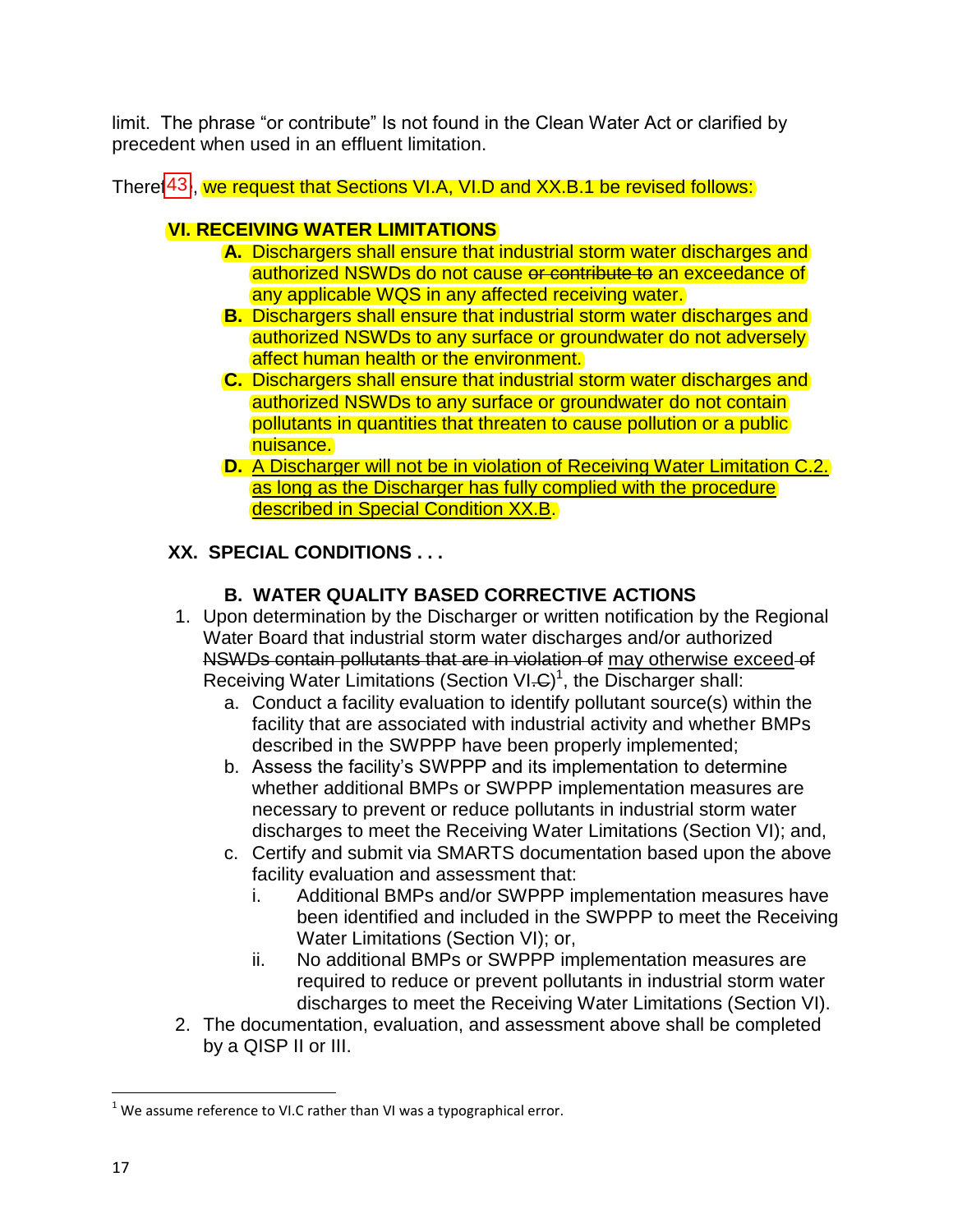limit. The phrase “or contribute” Is not found in the Clean Water Act or clarified by precedent when used in an effluent limitation.

Theref43, we request that Sections VI.A, VI.D and XX.B.1 be revised follows:

**VI. RECEIVING WATER LIMITATIONS**

- **A.** Dischargers shall ensure that industrial storm water discharges and authorized NSWDs do not cause ~~or contribute to~~ an exceedance of any applicable WQS in any affected receiving water.
- **B.** Dischargers shall ensure that industrial storm water discharges and authorized NSWDs to any surface or groundwater do not adversely affect human health or the environment.
- **C.** Dischargers shall ensure that industrial storm water discharges and authorized NSWDs to any surface or groundwater do not contain pollutants in quantities that threaten to cause pollution or a public nuisance.
- **D.** <u>A Discharger will not be in violation of Receiving Water Limitation C.2. as long as the Discharger has fully complied with the procedure described in Special Condition XX.B</u>.

**XX. SPECIAL CONDITIONS . . .**

**B. WATER QUALITY BASED CORRECTIVE ACTIONS**

1. Upon determination by the Discharger or written notification by the Regional Water Board that industrial storm water discharges and/or authorized ~~NSWDs contain pollutants that are in violation of~~ <u>may otherwise exceed</u> ~~of~~ Receiving Water Limitations (Section VI~~.C~~)[1], the Discharger shall:
   a. Conduct a facility evaluation to identify pollutant source(s) within the facility that are associated with industrial activity and whether BMPs described in the SWPPP have been properly implemented;
   b. Assess the facility’s SWPPP and its implementation to determine whether additional BMPs or SWPPP implementation measures are necessary to prevent or reduce pollutants in industrial storm water discharges to meet the Receiving Water Limitations (Section VI); and,
   c. Certify and submit via SMARTS documentation based upon the above facility evaluation and assessment that:
      i. Additional BMPs and/or SWPPP implementation measures have been identified and included in the SWPPP to meet the Receiving Water Limitations (Section VI); or,
      ii. No additional BMPs or SWPPP implementation measures are required to reduce or prevent pollutants in industrial storm water discharges to meet the Receiving Water Limitations (Section VI).
2. The documentation, evaluation, and assessment above shall be completed by a QISP II or III.

---

[1] We assume reference to VI.C rather than VI was a typographical error.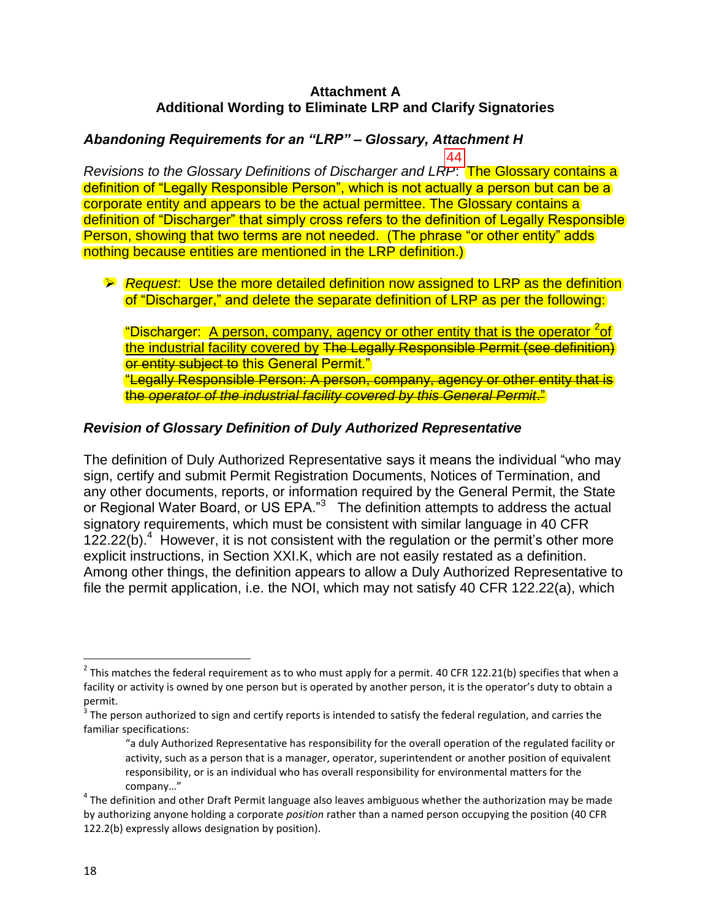**Attachment A**
**Additional Wording to Eliminate LRP and Clarify Signatories**

### *Abandoning Requirements for an "LRP" – Glossary, Attachment H*

*Revisions to the Glossary Definitions of Discharger and LRP*: 44 The Glossary contains a definition of "Legally Responsible Person", which is not actually a person but can be a corporate entity and appears to be the actual permittee. The Glossary contains a definition of "Discharger" that simply cross refers to the definition of Legally Responsible Person, showing that two terms are not needed. (The phrase "or other entity" adds nothing because entities are mentioned in the LRP definition.)

- *Request*: Use the more detailed definition now assigned to LRP as the definition of "Discharger," and delete the separate definition of LRP as per the following:

  "Discharger: <u>A person, company, agency or other entity that is the operator</u> [2]<u>of the industrial facility covered by</u> ~~The Legally Responsible Permit (see definition) or entity subject to~~ this General Permit."
  ~~"Legally Responsible Person: A person, company, agency or other entity that is the *operator of the industrial facility covered by this General Permit*."~~

### *Revision of Glossary Definition of Duly Authorized Representative*

The definition of Duly Authorized Representative says it means the individual "who may sign, certify and submit Permit Registration Documents, Notices of Termination, and any other documents, reports, or information required by the General Permit, the State or Regional Water Board, or US EPA."[3] The definition attempts to address the actual signatory requirements, which must be consistent with similar language in 40 CFR 122.22(b).[4] However, it is not consistent with the regulation or the permit's other more explicit instructions, in Section XXI.K, which are not easily restated as a definition. Among other things, the definition appears to allow a Duly Authorized Representative to file the permit application, i.e. the NOI, which may not satisfy 40 CFR 122.22(a), which

---

[2] This matches the federal requirement as to who must apply for a permit. 40 CFR 122.21(b) specifies that when a facility or activity is owned by one person but is operated by another person, it is the operator's duty to obtain a permit.

[3] The person authorized to sign and certify reports is intended to satisfy the federal regulation, and carries the familiar specifications:

> "a duly Authorized Representative has responsibility for the overall operation of the regulated facility or activity, such as a person that is a manager, operator, superintendent or another position of equivalent responsibility, or is an individual who has overall responsibility for environmental matters for the company…"

[4] The definition and other Draft Permit language also leaves ambiguous whether the authorization may be made by authorizing anyone holding a corporate *position* rather than a named person occupying the position (40 CFR 122.2(b) expressly allows designation by position).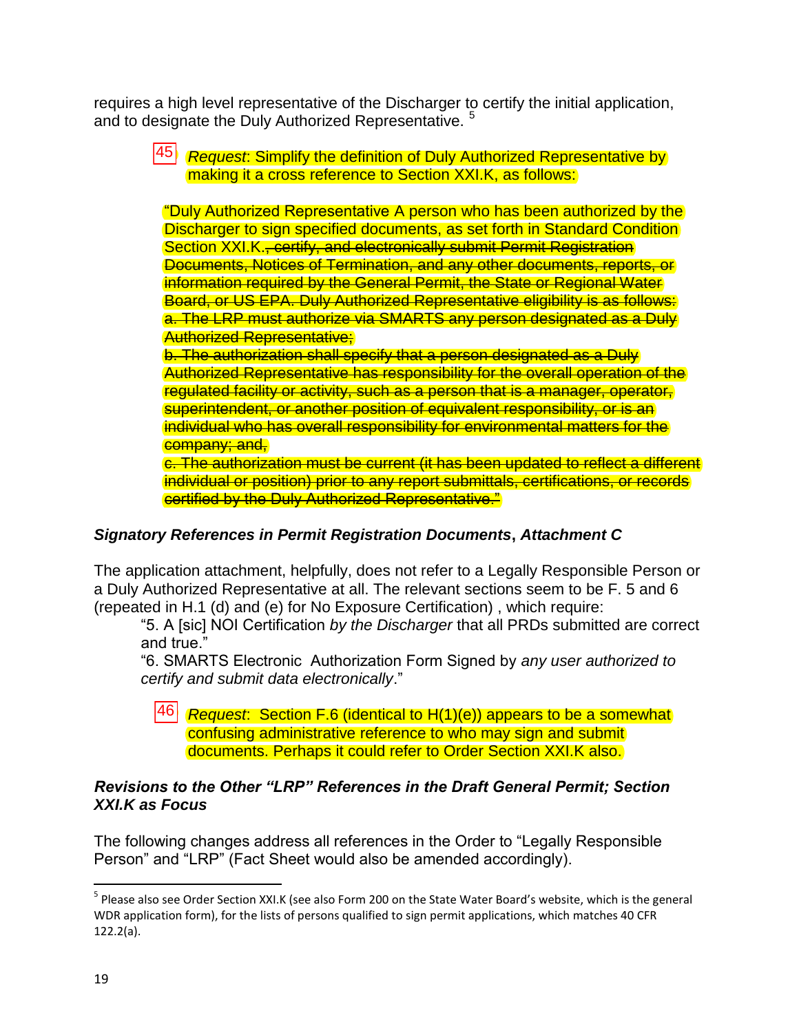requires a high level representative of the Discharger to certify the initial application, and to designate the Duly Authorized Representative. [5]

> 45 *Request*: Simplify the definition of Duly Authorized Representative by making it a cross reference to Section XXI.K, as follows:

"Duly Authorized Representative A person who has been authorized by the Discharger to sign specified documents, as set forth in Standard Condition Section XXI.K.~~, certify, and electronically submit Permit Registration Documents, Notices of Termination, and any other documents, reports, or information required by the General Permit, the State or Regional Water Board, or US EPA. Duly Authorized Representative eligibility is as follows:~~
~~a. The LRP must authorize via SMARTS any person designated as a Duly Authorized Representative;~~
~~b. The authorization shall specify that a person designated as a Duly Authorized Representative has responsibility for the overall operation of the regulated facility or activity, such as a person that is a manager, operator, superintendent, or another position of equivalent responsibility, or is an individual who has overall responsibility for environmental matters for the company; and,~~
~~c. The authorization must be current (it has been updated to reflect a different individual or position) prior to any report submittals, certifications, or records certified by the Duly Authorized Representative."~~

### *Signatory References in Permit Registration Documents, Attachment C*

The application attachment, helpfully, does not refer to a Legally Responsible Person or a Duly Authorized Representative at all. The relevant sections seem to be F. 5 and 6 (repeated in H.1 (d) and (e) for No Exposure Certification) , which require:

> "5. A [sic] NOI Certification *by the Discharger* that all PRDs submitted are correct and true."
>
> "6. SMARTS Electronic Authorization Form Signed by *any user authorized to certify and submit data electronically*."

> 46 *Request*: Section F.6 (identical to H(1)(e)) appears to be a somewhat confusing administrative reference to who may sign and submit documents. Perhaps it could refer to Order Section XXI.K also.

### *Revisions to the Other "LRP" References in the Draft General Permit; Section XXI.K as Focus*

The following changes address all references in the Order to "Legally Responsible Person" and "LRP" (Fact Sheet would also be amended accordingly).

---

[5] Please also see Order Section XXI.K (see also Form 200 on the State Water Board's website, which is the general WDR application form), for the lists of persons qualified to sign permit applications, which matches 40 CFR 122.2(a).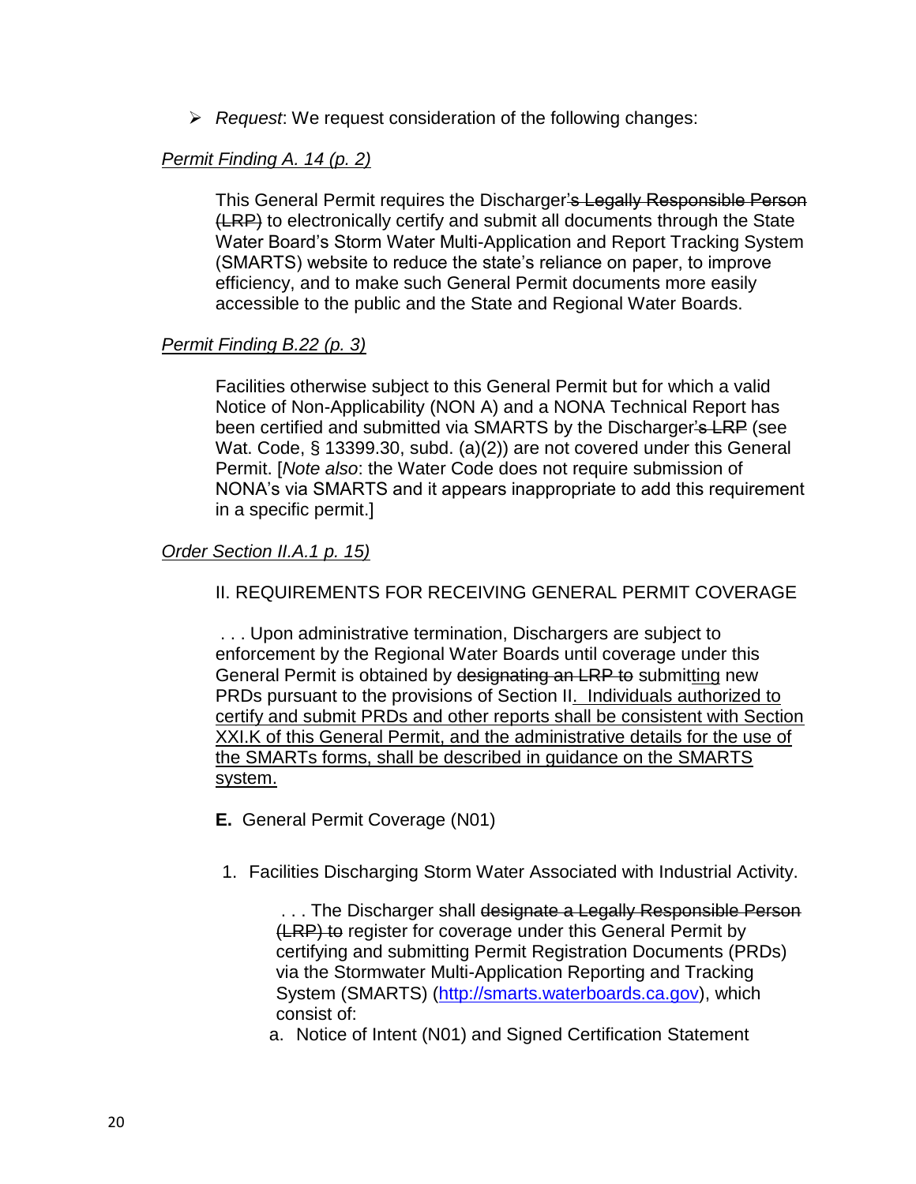- *Request*: We request consideration of the following changes:

*Permit Finding A. 14 (p. 2)*

> This General Permit requires the Discharger~~'s Legally Responsible Person (LRP)~~ to electronically certify and submit all documents through the State Water Board's Storm Water Multi-Application and Report Tracking System (SMARTS) website to reduce the state's reliance on paper, to improve efficiency, and to make such General Permit documents more easily accessible to the public and the State and Regional Water Boards.

*Permit Finding B.22 (p. 3)*

> Facilities otherwise subject to this General Permit but for which a valid Notice of Non-Applicability (NON A) and a NONA Technical Report has been certified and submitted via SMARTS by the Discharger~~'s LRP~~ (see Wat. Code, § 13399.30, subd. (a)(2)) are not covered under this General Permit. [*Note also*: the Water Code does not require submission of NONA's via SMARTS and it appears inappropriate to add this requirement in a specific permit.]

*Order Section II.A.1 p. 15)*

> II. REQUIREMENTS FOR RECEIVING GENERAL PERMIT COVERAGE
>
> . . . Upon administrative termination, Dischargers are subject to enforcement by the Regional Water Boards until coverage under this General Permit is obtained by ~~designating an LRP to~~ submit<u>ting</u> new PRDs pursuant to the provisions of Section II<u>. Individuals authorized to certify and submit PRDs and other reports shall be consistent with Section XXI.K of this General Permit, and the administrative details for the use of the SMARTs forms, shall be described in guidance on the SMARTS system.</u>
>
> **E.** General Permit Coverage (N01)
>
> 1. Facilities Discharging Storm Water Associated with Industrial Activity.
>
>    . . . The Discharger shall ~~designate a Legally Responsible Person (LRP) to~~ register for coverage under this General Permit by certifying and submitting Permit Registration Documents (PRDs) via the Stormwater Multi-Application Reporting and Tracking System (SMARTS) (http://smarts.waterboards.ca.gov), which consist of:
>
>    a. Notice of Intent (N01) and Signed Certification Statement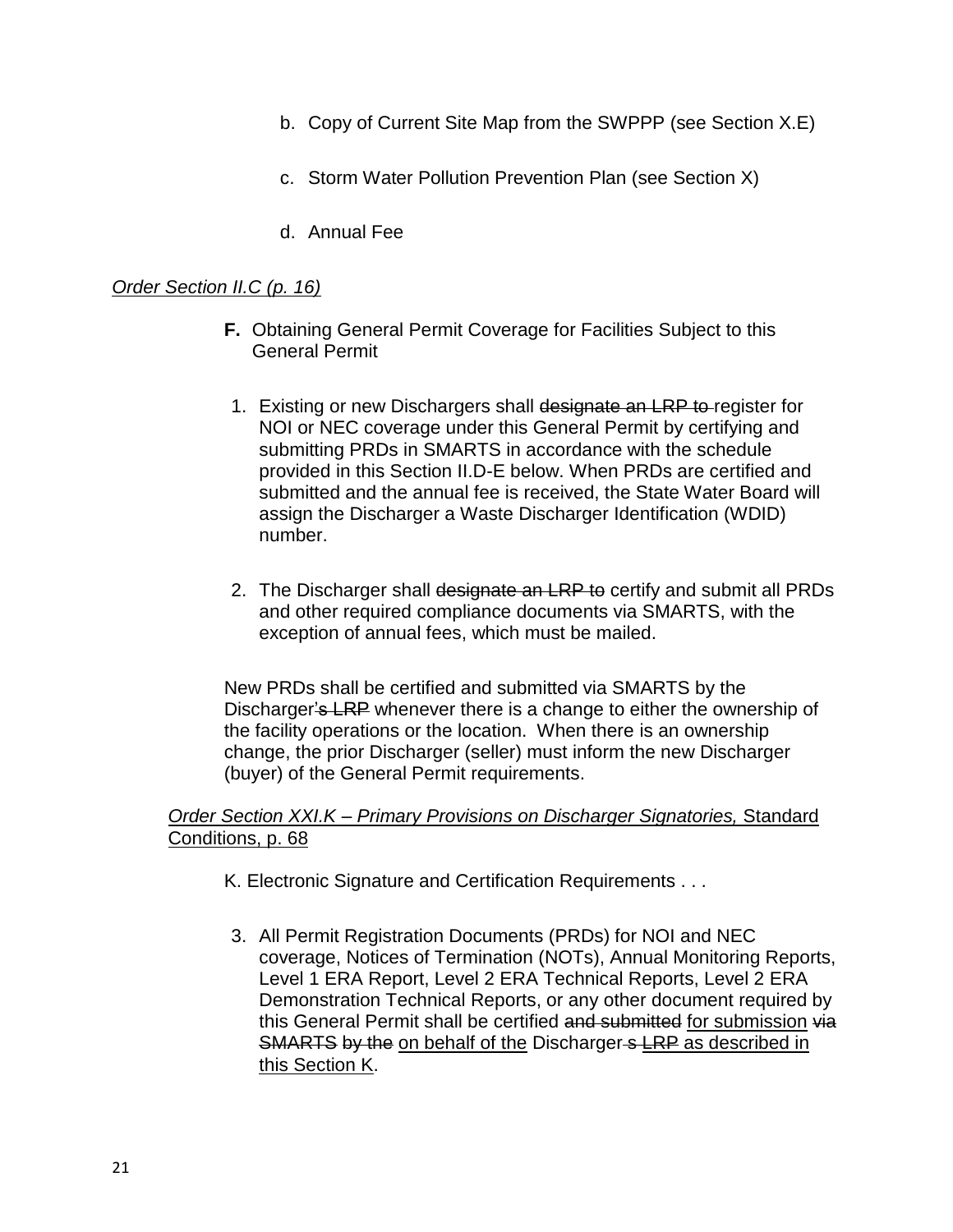b. Copy of Current Site Map from the SWPPP (see Section X.E)

c. Storm Water Pollution Prevention Plan (see Section X)

d. Annual Fee

*<u>Order Section II.C (p. 16)</u>*

**F.** Obtaining General Permit Coverage for Facilities Subject to this General Permit

1. Existing or new Dischargers shall ~~designate an LRP to~~ register for NOI or NEC coverage under this General Permit by certifying and submitting PRDs in SMARTS in accordance with the schedule provided in this Section II.D-E below. When PRDs are certified and submitted and the annual fee is received, the State Water Board will assign the Discharger a Waste Discharger Identification (WDID) number.

2. The Discharger shall ~~designate an LRP to~~ certify and submit all PRDs and other required compliance documents via SMARTS, with the exception of annual fees, which must be mailed.

New PRDs shall be certified and submitted via SMARTS by the Discharger~~'s LRP~~ whenever there is a change to either the ownership of the facility operations or the location. When there is an ownership change, the prior Discharger (seller) must inform the new Discharger (buyer) of the General Permit requirements.

*<u>Order Section XXI.K – Primary Provisions on Discharger Signatories,</u>* <u>Standard Conditions, p. 68</u>

K. Electronic Signature and Certification Requirements . . .

3. All Permit Registration Documents (PRDs) for NOI and NEC coverage, Notices of Termination (NOTs), Annual Monitoring Reports, Level 1 ERA Report, Level 2 ERA Technical Reports, Level 2 ERA Demonstration Technical Reports, or any other document required by this General Permit shall be certified ~~and submitted~~ <u>for submission</u> ~~via SMARTS~~ ~~by the~~ <u>on behalf of the</u> Discharger~~'s~~ <u>LRP as described in this Section K</u>.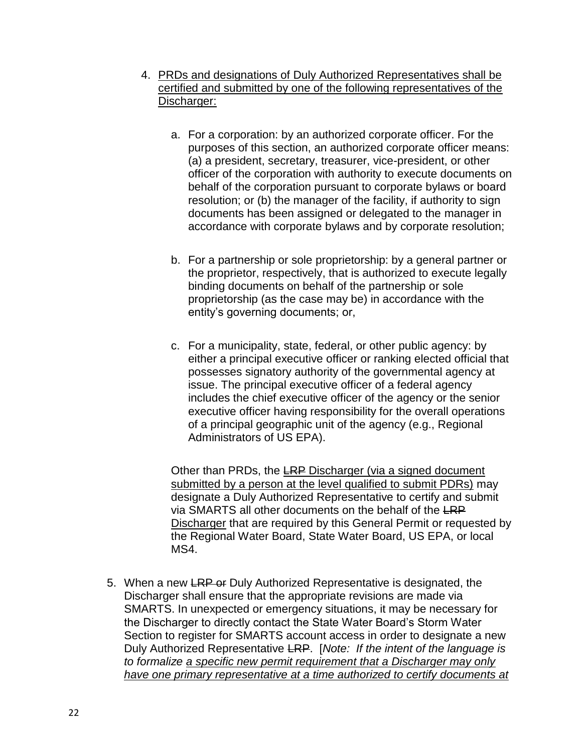4. <u>PRDs and designations of Duly Authorized Representatives shall be certified and submitted by one of the following representatives of the Discharger:</u>

    a. For a corporation: by an authorized corporate officer. For the purposes of this section, an authorized corporate officer means: (a) a president, secretary, treasurer, vice-president, or other officer of the corporation with authority to execute documents on behalf of the corporation pursuant to corporate bylaws or board resolution; or (b) the manager of the facility, if authority to sign documents has been assigned or delegated to the manager in accordance with corporate bylaws and by corporate resolution;

    b. For a partnership or sole proprietorship: by a general partner or the proprietor, respectively, that is authorized to execute legally binding documents on behalf of the partnership or sole proprietorship (as the case may be) in accordance with the entity's governing documents; or,

    c. For a municipality, state, federal, or other public agency: by either a principal executive officer or ranking elected official that possesses signatory authority of the governmental agency at issue. The principal executive officer of a federal agency includes the chief executive officer of the agency or the senior executive officer having responsibility for the overall operations of a principal geographic unit of the agency (e.g., Regional Administrators of US EPA).

    Other than PRDs, the ~~LRP~~ <u>Discharger (via a signed document submitted by a person at the level qualified to submit PDRs)</u> may designate a Duly Authorized Representative to certify and submit via SMARTS all other documents on the behalf of the ~~LRP~~ <u>Discharger</u> that are required by this General Permit or requested by the Regional Water Board, State Water Board, US EPA, or local MS4.

5. When a new ~~LRP or~~ Duly Authorized Representative is designated, the Discharger shall ensure that the appropriate revisions are made via SMARTS. In unexpected or emergency situations, it may be necessary for the Discharger to directly contact the State Water Board's Storm Water Section to register for SMARTS account access in order to designate a new Duly Authorized Representative ~~LRP~~. [*Note: If the intent of the language is to formalize <u>a specific new permit requirement that a Discharger may only have one primary representative at a time authorized to certify documents at</u>*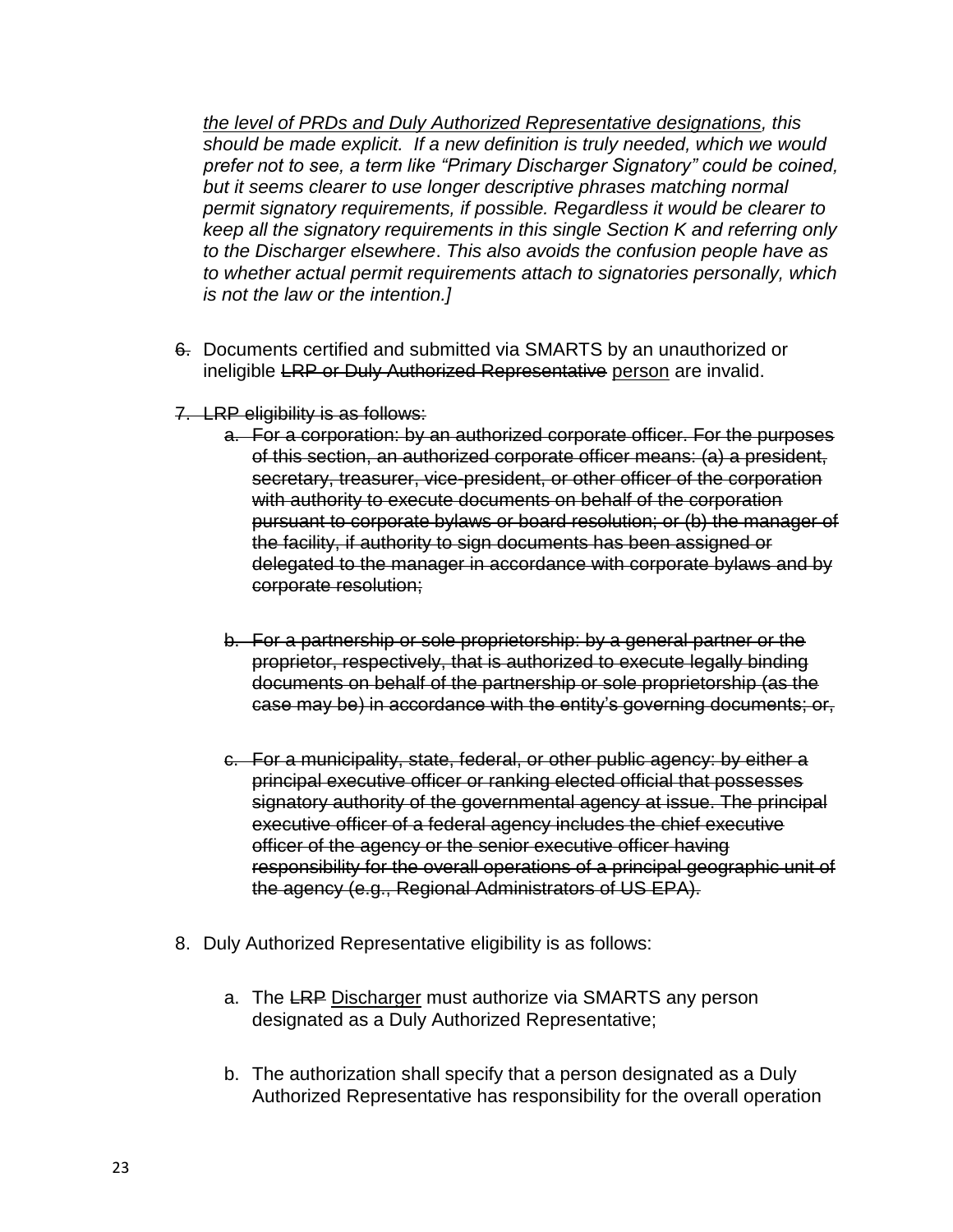*<u>the level of PRDs and Duly Authorized Representative designations</u>, this should be made explicit. If a new definition is truly needed, which we would prefer not to see, a term like "Primary Discharger Signatory" could be coined, but it seems clearer to use longer descriptive phrases matching normal permit signatory requirements, if possible. Regardless it would be clearer to keep all the signatory requirements in this single Section K and referring only to the Discharger elsewhere. This also avoids the confusion people have as to whether actual permit requirements attach to signatories personally, which is not the law or the intention.]*

~~6.~~ Documents certified and submitted via SMARTS by an unauthorized or ineligible ~~LRP or Duly Authorized Representative~~ <u>person</u> are invalid.

~~7. LRP eligibility is as follows:~~

~~a. For a corporation: by an authorized corporate officer. For the purposes of this section, an authorized corporate officer means: (a) a president, secretary, treasurer, vice-president, or other officer of the corporation with authority to execute documents on behalf of the corporation pursuant to corporate bylaws or board resolution; or (b) the manager of the facility, if authority to sign documents has been assigned or delegated to the manager in accordance with corporate bylaws and by corporate resolution;~~

~~b. For a partnership or sole proprietorship: by a general partner or the proprietor, respectively, that is authorized to execute legally binding documents on behalf of the partnership or sole proprietorship (as the case may be) in accordance with the entity's governing documents; or,~~

~~c. For a municipality, state, federal, or other public agency: by either a principal executive officer or ranking elected official that possesses signatory authority of the governmental agency at issue. The principal executive officer of a federal agency includes the chief executive officer of the agency or the senior executive officer having responsibility for the overall operations of a principal geographic unit of the agency (e.g., Regional Administrators of US EPA).~~

8. Duly Authorized Representative eligibility is as follows:

   a. The ~~LRP~~ <u>Discharger</u> must authorize via SMARTS any person designated as a Duly Authorized Representative;

   b. The authorization shall specify that a person designated as a Duly Authorized Representative has responsibility for the overall operation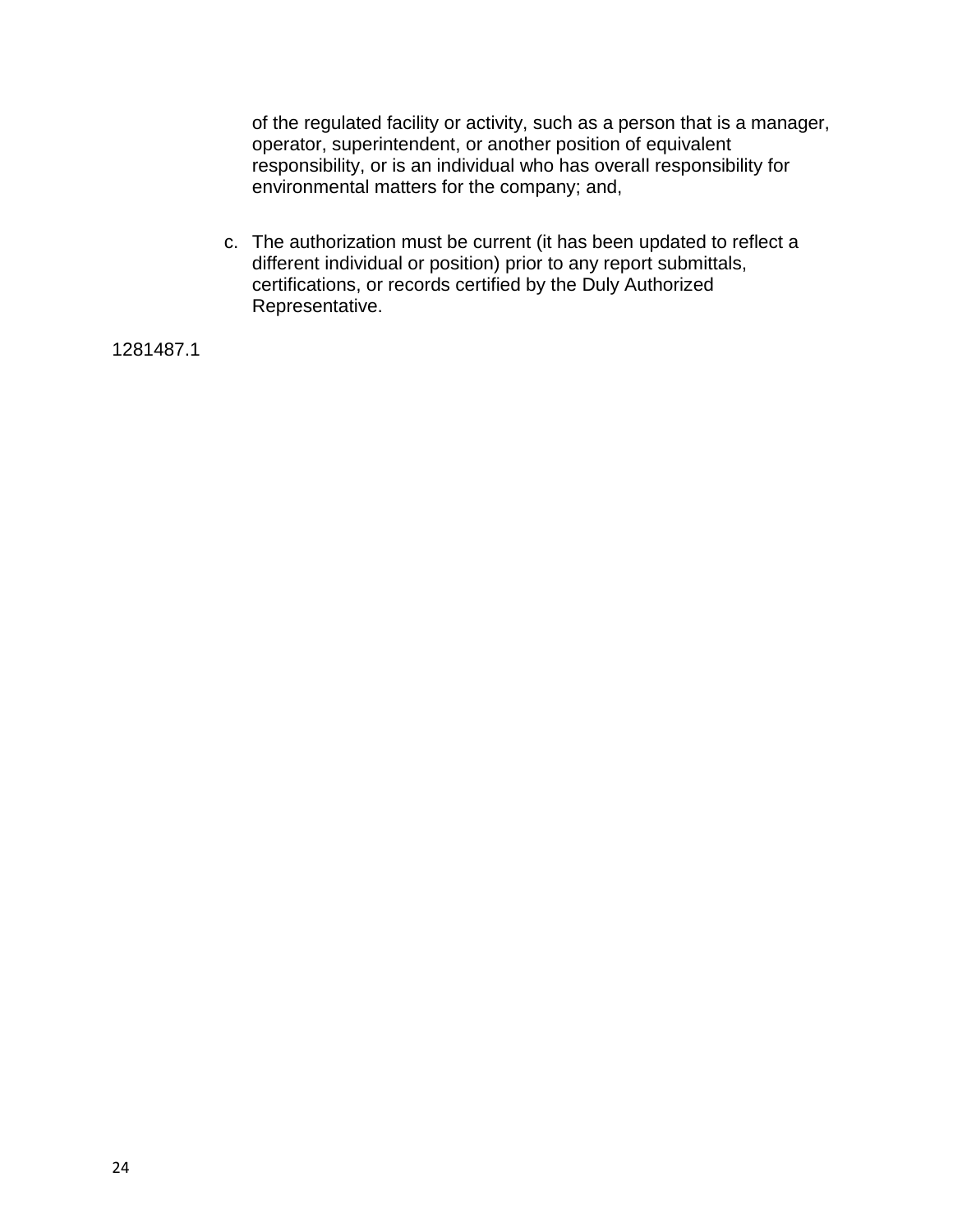of the regulated facility or activity, such as a person that is a manager, operator, superintendent, or another position of equivalent responsibility, or is an individual who has overall responsibility for environmental matters for the company; and,

c. The authorization must be current (it has been updated to reflect a different individual or position) prior to any report submittals, certifications, or records certified by the Duly Authorized Representative.

1281487.1